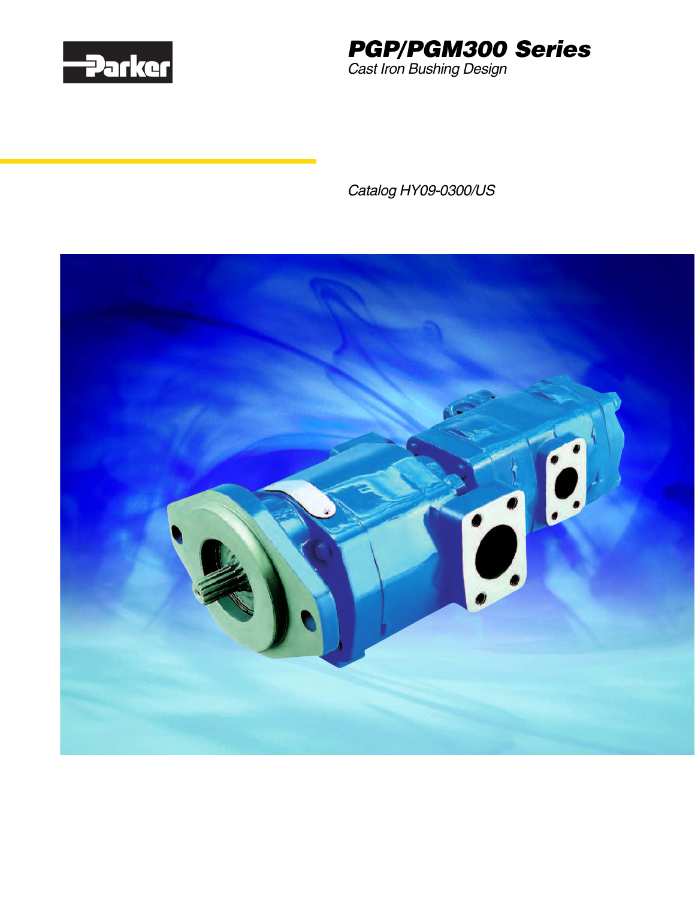Parker

# PGP/PGM300 Series

*Cast Iron Bushing Design*

*Catalog HY09-0300/US*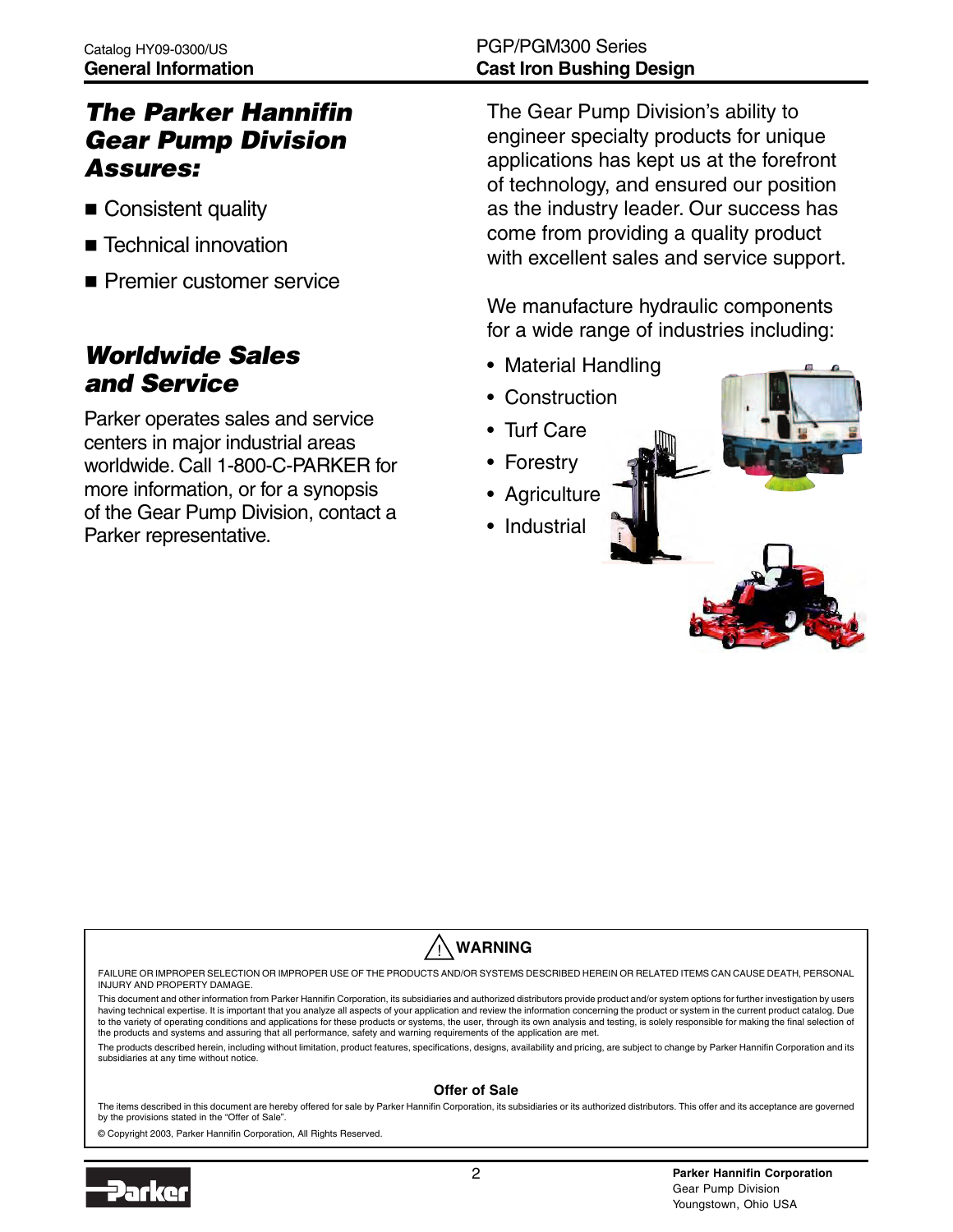## The Parker Hannifin Gear Pump Division Assures:

- Consistent quality
- Technical innovation
- Premier customer service

## Worldwide Sales and Service

Parker operates sales and service centers in major industrial areas worldwide. Call 1-800-C-PARKER for more information, or for a synopsis of the Gear Pump Division, contact a Parker representative.

The Gear Pump Division's ability to engineer specialty products for unique applications has kept us at the forefront of technology, and ensured our position as the industry leader. Our success has come from providing a quality product with excellent sales and service support.

We manufacture hydraulic components for a wide range of industries including:

- Material Handling
- Construction
- Turf Care
- Forestry
- Agriculture
- Industrial

**⚠ WARNING**

FAILURE OR IMPROPER SELECTION OR IMPROPER USE OF THE PRODUCTS AND/OR SYSTEMS DESCRIBED HEREIN OR RELATED ITEMS CAN CAUSE DEATH, PERSONAL INJURY AND PROPERTY DAMAGE.

This document and other information from Parker Hannifin Corporation, its subsidiaries and authorized distributors provide product and/or system options for further investigation by users having technical expertise. It is important that you analyze all aspects of your application and review the information concerning the product or system in the current product catalog. Due to the variety of operating conditions and applications for these products or systems, the user, through its own analysis and testing, is solely responsible for making the final selection of the products and systems and assuring that all performance, safety and warning requirements of the application are met.

The products described herein, including without limitation, product features, specifications, designs, availability and pricing, are subject to change by Parker Hannifin Corporation and its subsidiaries at any time without notice.

**Offer of Sale**

The items described in this document are hereby offered for sale by Parker Hannifin Corporation, its subsidiaries or its authorized distributors. This offer and its acceptance are governed by the provisions stated in the "Offer of Sale".

© Copyright 2003, Parker Hannifin Corporation, All Rights Reserved.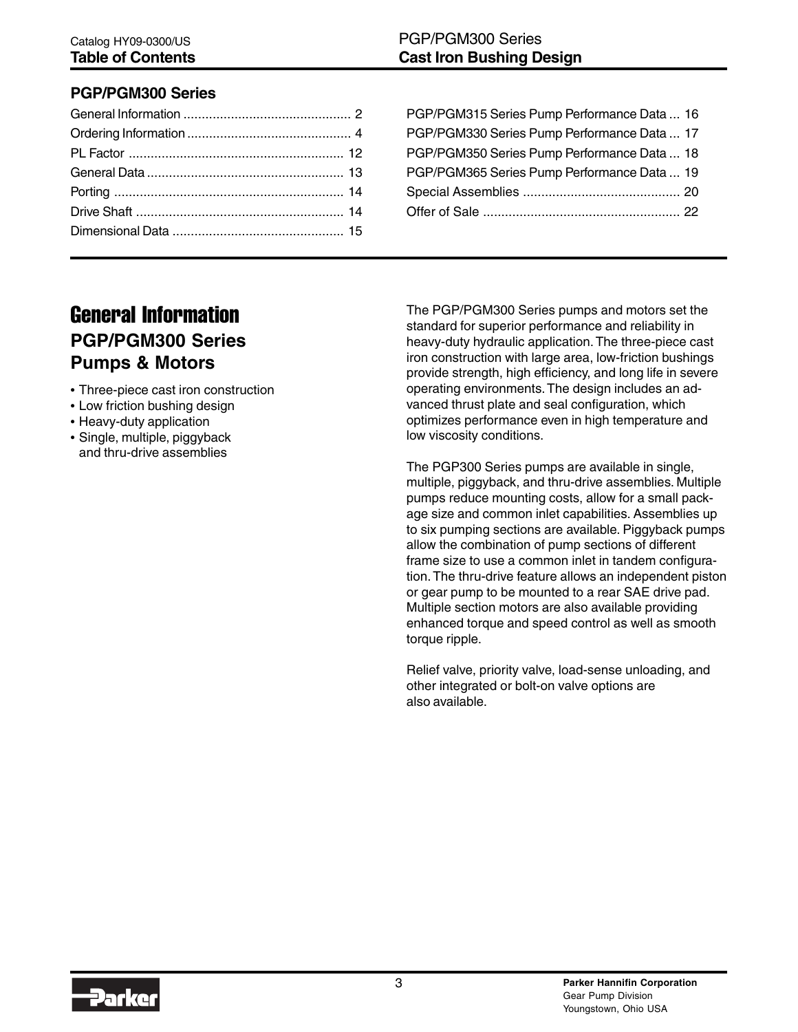## Table of Contents

### PGP/PGM300 Series

General Information .............................................. 2
Ordering Information ............................................. 4
PL Factor ........................................................... 12
General Data ...................................................... 13
Porting .............................................................. 14
Drive Shaft ......................................................... 14
Dimensional Data ............................................... 15
PGP/PGM315 Series Pump Performance Data ... 16
PGP/PGM330 Series Pump Performance Data ... 17
PGP/PGM350 Series Pump Performance Data ... 18
PGP/PGM365 Series Pump Performance Data ... 19
Special Assemblies ........................................... 20
Offer of Sale ...................................................... 22

# General Information

## PGP/PGM300 Series Pumps & Motors

- Three-piece cast iron construction
- Low friction bushing design
- Heavy-duty application
- Single, multiple, piggyback and thru-drive assemblies

The PGP/PGM300 Series pumps and motors set the standard for superior performance and reliability in heavy-duty hydraulic application. The three-piece cast iron construction with large area, low-friction bushings provide strength, high efficiency, and long life in severe operating environments. The design includes an advanced thrust plate and seal configuration, which optimizes performance even in high temperature and low viscosity conditions.

The PGP300 Series pumps are available in single, multiple, piggyback, and thru-drive assemblies. Multiple pumps reduce mounting costs, allow for a small package size and common inlet capabilities. Assemblies up to six pumping sections are available. Piggyback pumps allow the combination of pump sections of different frame size to use a common inlet in tandem configuration. The thru-drive feature allows an independent piston or gear pump to be mounted to a rear SAE drive pad. Multiple section motors are also available providing enhanced torque and speed control as well as smooth torque ripple.

Relief valve, priority valve, load-sense unloading, and other integrated or bolt-on valve options are also available.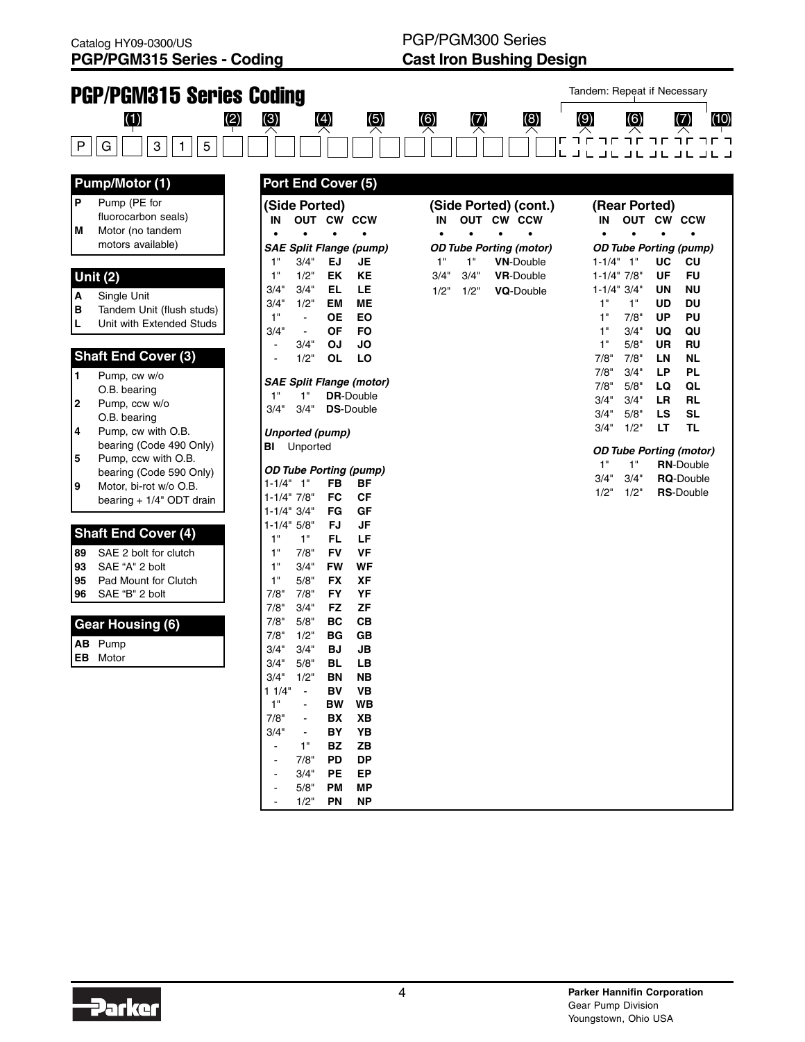Catalog HY09-0300/US
**PGP/PGM315 Series - Coding**

PGP/PGM300 Series
**Cast Iron Bushing Design**

# PGP/PGM315 Series Coding

Tandem: Repeat if Necessary

| P | G | (1) | 3 | 1 | 5 | (2) | (3) | (4) | (5) | (6) | (7) | (8) | (9) | (6) | (7) | (10) |
|---|---|---|---|---|---|---|---|---|---|---|---|---|---|---|---|---|

### Pump/Motor (1)

| | |
|---|---|
| **P** | Pump (PE for fluorocarbon seals) |
| **M** | Motor (no tandem motors available) |

### Unit (2)

| | |
|---|---|
| **A** | Single Unit |
| **B** | Tandem Unit (flush studs) |
| **L** | Unit with Extended Studs |

### Shaft End Cover (3)

| | |
|---|---|
| **1** | Pump, cw w/o O.B. bearing |
| **2** | Pump, ccw w/o O.B. bearing |
| **4** | Pump, cw with O.B. bearing (Code 490 Only) |
| **5** | Pump, ccw with O.B. bearing (Code 590 Only) |
| **9** | Motor, bi-rot w/o O.B. bearing + 1/4" ODT drain |

### Shaft End Cover (4)

| | |
|---|---|
| **89** | SAE 2 bolt for clutch |
| **93** | SAE "A" 2 bolt |
| **95** | Pad Mount for Clutch |
| **96** | SAE "B" 2 bolt |

### Gear Housing (6)

| | |
|---|---|
| **AB** | Pump |
| **EB** | Motor |

### Port End Cover (5)

#### (Side Ported)

| IN | OUT | CW | CCW |
|---|---|---|---|
| *SAE Split Flange (pump)* | | | |
| 1" | 3/4" | **EJ** | **JE** |
| 1" | 1/2" | **EK** | **KE** |
| 3/4" | 3/4" | **EL** | **LE** |
| 3/4" | 1/2" | **EM** | **ME** |
| 1" | - | **OE** | **EO** |
| 3/4" | - | **OF** | **FO** |
| - | 3/4" | **OJ** | **JO** |
| - | 1/2" | **OL** | **LO** |
| *SAE Split Flange (motor)* | | | |
| 1" | 1" | **DR**-Double | |
| 3/4" | 3/4" | **DS**-Double | |
| *Unported (pump)* | | | |
| **BI** | Unported | | |
| *OD Tube Porting (pump)* | | | |
| 1-1/4" | 1" | **FB** | **BF** |
| 1-1/4" | 7/8" | **FC** | **CF** |
| 1-1/4" | 3/4" | **FG** | **GF** |
| 1-1/4" | 5/8" | **FJ** | **JF** |
| 1" | 1" | **FL** | **LF** |
| 1" | 7/8" | **FV** | **VF** |
| 1" | 3/4" | **FW** | **WF** |
| 1" | 5/8" | **FX** | **XF** |
| 7/8" | 7/8" | **FY** | **YF** |
| 7/8" | 3/4" | **FZ** | **ZF** |
| 7/8" | 5/8" | **BC** | **CB** |
| 7/8" | 1/2" | **BG** | **GB** |
| 3/4" | 3/4" | **BJ** | **JB** |
| 3/4" | 5/8" | **BL** | **LB** |
| 3/4" | 1/2" | **BN** | **NB** |
| 1 1/4" | - | **BV** | **VB** |
| 1" | - | **BW** | **WB** |
| 7/8" | - | **BX** | **XB** |
| 3/4" | - | **BY** | **YB** |
| - | 1" | **BZ** | **ZB** |
| - | 7/8" | **PD** | **DP** |
| - | 3/4" | **PE** | **EP** |
| - | 5/8" | **PM** | **MP** |
| - | 1/2" | **PN** | **NP** |

#### (Side Ported) (cont.)

| IN | OUT | CW | CCW |
|---|---|---|---|
| *OD Tube Porting (motor)* | | | |
| 1" | 1" | **VN**-Double | |
| 3/4" | 3/4" | **VR**-Double | |
| 1/2" | 1/2" | **VQ**-Double | |

#### (Rear Ported)

| IN | OUT | CW | CCW |
|---|---|---|---|
| *OD Tube Porting (pump)* | | | |
| 1-1/4" | 1" | **UC** | **CU** |
| 1-1/4" | 7/8" | **UF** | **FU** |
| 1-1/4" | 3/4" | **UN** | **NU** |
| 1" | 1" | **UD** | **DU** |
| 1" | 7/8" | **UP** | **PU** |
| 1" | 3/4" | **UQ** | **QU** |
| 1" | 5/8" | **UR** | **RU** |
| 7/8" | 7/8" | **LN** | **NL** |
| 7/8" | 3/4" | **LP** | **PL** |
| 7/8" | 5/8" | **LQ** | **QL** |
| 3/4" | 3/4" | **LR** | **RL** |
| 3/4" | 5/8" | **LS** | **SL** |
| 3/4" | 1/2" | **LT** | **TL** |
| *OD Tube Porting (motor)* | | | |
| 1" | 1" | **RN**-Double | |
| 3/4" | 3/4" | **RQ**-Double | |
| 1/2" | 1/2" | **RS**-Double | |

**Parker Hannifin Corporation**
Gear Pump Division
Youngstown, Ohio USA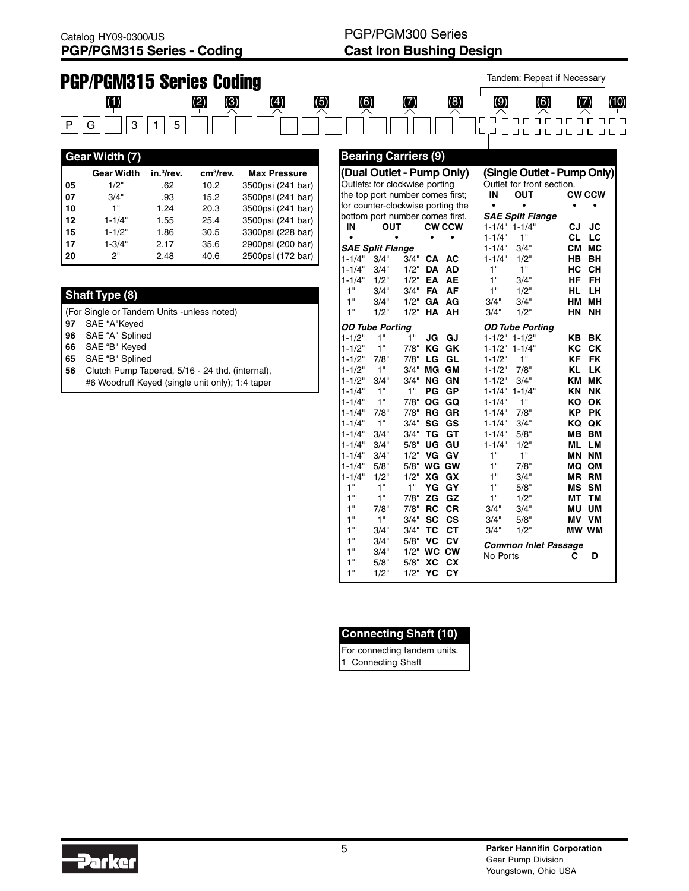# PGP/PGM315 Series Coding

Tandem: Repeat if Necessary

| (1) | | | | (2) | (3) | (4) | (5) | (6) | (7) | (8) | (9) | (6) | (7) | (10) |
|---|---|---|---|---|---|---|---|---|---|---|---|---|---|---|
| P | G | | 3 | 1 | 5 | | | | | | | | | |

## Gear Width (7)

| | Gear Width | in.³/rev. | cm³/rev. | Max Pressure |
|---|---|---|---|---|
| 05 | 1/2" | .62 | 10.2 | 3500psi (241 bar) |
| 07 | 3/4" | .93 | 15.2 | 3500psi (241 bar) |
| 10 | 1" | 1.24 | 20.3 | 3500psi (241 bar) |
| 12 | 1-1/4" | 1.55 | 25.4 | 3500psi (241 bar) |
| 15 | 1-1/2" | 1.86 | 30.5 | 3300psi (228 bar) |
| 17 | 1-3/4" | 2.17 | 35.6 | 2900psi (200 bar) |
| 20 | 2" | 2.48 | 40.6 | 2500psi (172 bar) |

## Shaft Type (8)

(For Single or Tandem Units -unless noted)

- **97** SAE "A"Keyed
- **96** SAE "A" Splined
- **66** SAE "B" Keyed
- **65** SAE "B" Splined
- **56** Clutch Pump Tapered, 5/16 - 24 thd. (internal), #6 Woodruff Keyed (single unit only); 1:4 taper

## Bearing Carriers (9)

### (Dual Outlet - Pump Only)

Outlets: for clockwise porting the top port number comes first; for counter-clockwise porting the bottom port number comes first.

| IN | OUT | | CW | CCW |
|---|---|---|---|---|
| ***SAE Split Flange*** | | | | |
| 1-1/4" | 3/4" | 3/4" | **CA** | **AC** |
| 1-1/4" | 3/4" | 1/2" | **DA** | **AD** |
| 1-1/4" | 1/2" | 1/2" | **EA** | **AE** |
| 1" | 3/4" | 3/4" | **FA** | **AF** |
| 1" | 3/4" | 1/2" | **GA** | **AG** |
| 1" | 1/2" | 1/2" | **HA** | **AH** |
| ***OD Tube Porting*** | | | | |
| 1-1/2" | 1" | 1" | **JG** | **GJ** |
| 1-1/2" | 1" | 7/8" | **KG** | **GK** |
| 1-1/2" | 7/8" | 7/8" | **LG** | **GL** |
| 1-1/2" | 1" | 3/4" | **MG** | **GM** |
| 1-1/2" | 3/4" | 3/4" | **NG** | **GN** |
| 1-1/4" | 1" | 1" | **PG** | **GP** |
| 1-1/4" | 1" | 7/8" | **QG** | **GQ** |
| 1-1/4" | 7/8" | 7/8" | **RG** | **GR** |
| 1-1/4" | 1" | 3/4" | **SG** | **GS** |
| 1-1/4" | 3/4" | 3/4" | **TG** | **GT** |
| 1-1/4" | 3/4" | 5/8" | **UG** | **GU** |
| 1-1/4" | 3/4" | 1/2" | **VG** | **GV** |
| 1-1/4" | 5/8" | 5/8" | **WG** | **GW** |
| 1-1/4" | 1/2" | 1/2" | **XG** | **GX** |
| 1" | 1" | 1" | **YG** | **GY** |
| 1" | 1" | 7/8" | **ZG** | **GZ** |
| 1" | 7/8" | 7/8" | **RC** | **CR** |
| 1" | 1" | 3/4" | **SC** | **CS** |
| 1" | 3/4" | 3/4" | **TC** | **CT** |
| 1" | 3/4" | 5/8" | **VC** | **CV** |
| 1" | 3/4" | 1/2" | **WC** | **CW** |
| 1" | 5/8" | 5/8" | **XC** | **CX** |
| 1" | 1/2" | 1/2" | **YC** | **CY** |

### (Single Outlet - Pump Only)

Outlet for front section.

| IN | OUT | CW | CCW |
|---|---|---|---|
| ***SAE Split Flange*** | | | |
| 1-1/4" | 1-1/4" | **CJ** | **JC** |
| 1-1/4" | 1" | **CL** | **LC** |
| 1-1/4" | 3/4" | **CM** | **MC** |
| 1-1/4" | 1/2" | **HB** | **BH** |
| 1" | 1" | **HC** | **CH** |
| 1" | 3/4" | **HF** | **FH** |
| 1" | 1/2" | **HL** | **LH** |
| 3/4" | 3/4" | **HM** | **MH** |
| 3/4" | 1/2" | **HN** | **NH** |
| ***OD Tube Porting*** | | | |
| 1-1/2" | 1-1/2" | **KB** | **BK** |
| 1-1/2" | 1-1/4" | **KC** | **CK** |
| 1-1/2" | 1" | **KF** | **FK** |
| 1-1/2" | 7/8" | **KL** | **LK** |
| 1-1/2" | 3/4" | **KM** | **MK** |
| 1-1/4" | 1-1/4" | **KN** | **NK** |
| 1-1/4" | 1" | **KO** | **OK** |
| 1-1/4" | 7/8" | **KP** | **PK** |
| 1-1/4" | 3/4" | **KQ** | **QK** |
| 1-1/4" | 5/8" | **MB** | **BM** |
| 1-1/4" | 1/2" | **ML** | **LM** |
| 1" | 1" | **MN** | **NM** |
| 1" | 7/8" | **MQ** | **QM** |
| 1" | 3/4" | **MR** | **RM** |
| 1" | 5/8" | **MS** | **SM** |
| 1" | 1/2" | **MT** | **TM** |
| 3/4" | 3/4" | **MU** | **UM** |
| 3/4" | 5/8" | **MV** | **VM** |
| 3/4" | 1/2" | **MW** | **WM** |
| ***Common Inlet Passage*** | | | |
| No Ports | | **C** | **D** |

## Connecting Shaft (10)

For connecting tandem units.

**1** Connecting Shaft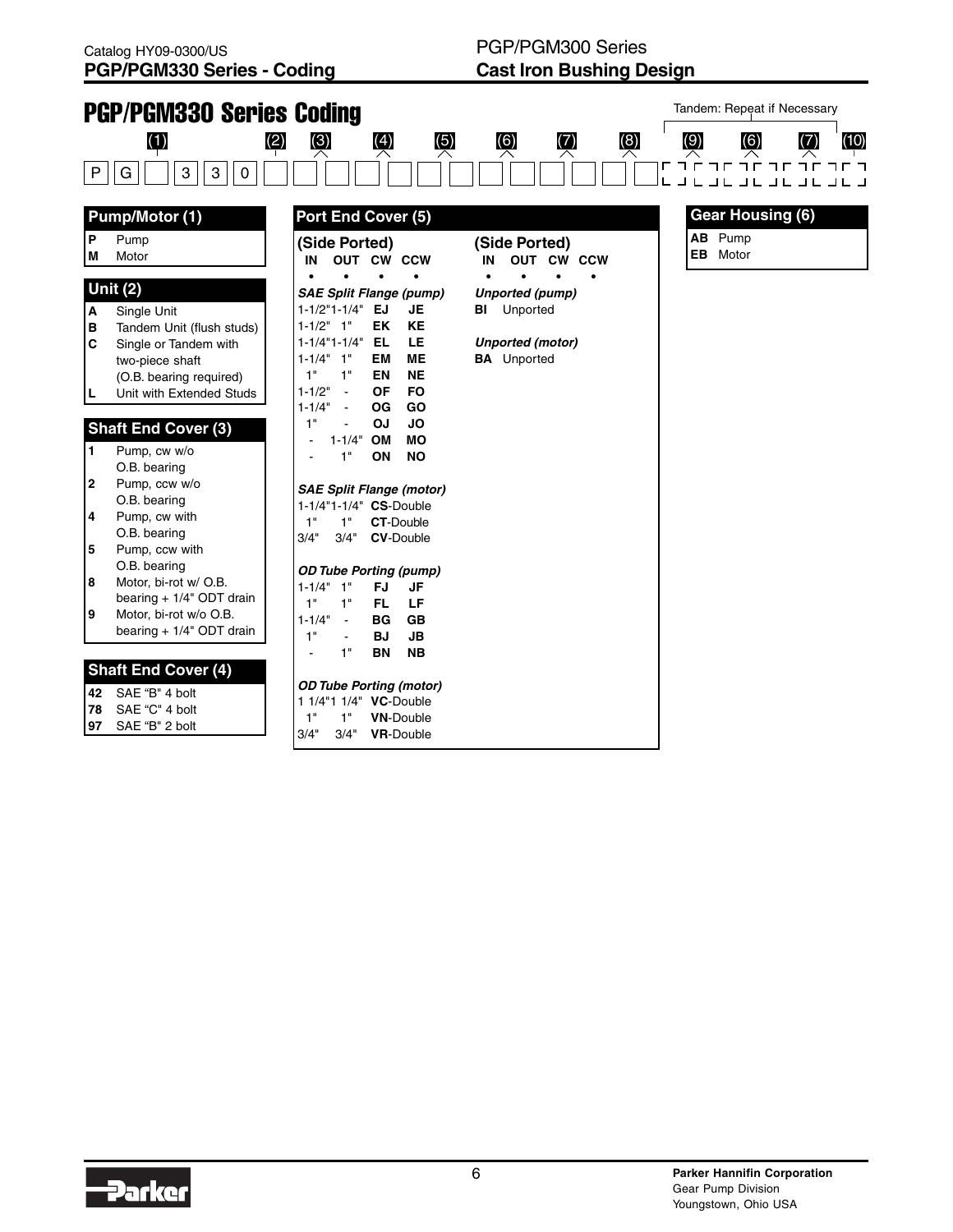# PGP/PGM330 Series Coding

Tandem: Repeat if Necessary

| (1) | | | | | | (2) | (3) | (4) | (5) | (6) | (7) | (8) | (9) | (6) | (7) | (10) |
|---|---|---|---|---|---|---|---|---|---|---|---|---|---|---|---|---|
| P | G | | 3 | 3 | 0 | | | | | | | | | | | |

## Pump/Motor (1)

| | |
|---|---|
| **P** | Pump |
| **M** | Motor |

## Unit (2)

| | |
|---|---|
| **A** | Single Unit |
| **B** | Tandem Unit (flush studs) |
| **C** | Single or Tandem with two-piece shaft (O.B. bearing required) |
| **L** | Unit with Extended Studs |

## Shaft End Cover (3)

| | |
|---|---|
| **1** | Pump, cw w/o O.B. bearing |
| **2** | Pump, ccw w/o O.B. bearing |
| **4** | Pump, cw with O.B. bearing |
| **5** | Pump, ccw with O.B. bearing |
| **8** | Motor, bi-rot w/ O.B. bearing + 1/4" ODT drain |
| **9** | Motor, bi-rot w/o O.B. bearing + 1/4" ODT drain |

## Shaft End Cover (4)

| | |
|---|---|
| **42** | SAE "B" 4 bolt |
| **78** | SAE "C" 4 bolt |
| **97** | SAE "B" 2 bolt |

## Port End Cover (5)

**(Side Ported)**

| IN | OUT | CW | CCW |
|---|---|---|---|
| *SAE Split Flange (pump)* | | | |
| 1-1/2" | 1-1/4" | **EJ** | **JE** |
| 1-1/2" | 1" | **EK** | **KE** |
| 1-1/4" | 1-1/4" | **EL** | **LE** |
| 1-1/4" | 1" | **EM** | **ME** |
| 1" | 1" | **EN** | **NE** |
| 1-1/2" | - | **OF** | **FO** |
| 1-1/4" | - | **OG** | **GO** |
| 1" | - | **OJ** | **JO** |
| - | 1-1/4" | **OM** | **MO** |
| - | 1" | **ON** | **NO** |
| *SAE Split Flange (motor)* | | | |
| 1-1/4" | 1-1/4" | **CS**-Double | |
| 1" | 1" | **CT**-Double | |
| 3/4" | 3/4" | **CV**-Double | |
| *OD Tube Porting (pump)* | | | |
| 1-1/4" | 1" | **FJ** | **JF** |
| 1" | 1" | **FL** | **LF** |
| 1-1/4" | - | **BG** | **GB** |
| 1" | - | **BJ** | **JB** |
| - | 1" | **BN** | **NB** |
| *OD Tube Porting (motor)* | | | |
| 1 1/4" | 1 1/4" | **VC**-Double | |
| 1" | 1" | **VN**-Double | |
| 3/4" | 3/4" | **VR**-Double | |

**(Side Ported)**

| IN | OUT | CW | CCW |
|---|---|---|---|

*Unported (pump)*

**BI** Unported

*Unported (motor)*

**BA** Unported

## Gear Housing (6)

| | |
|---|---|
| **AB** | Pump |
| **EB** | Motor |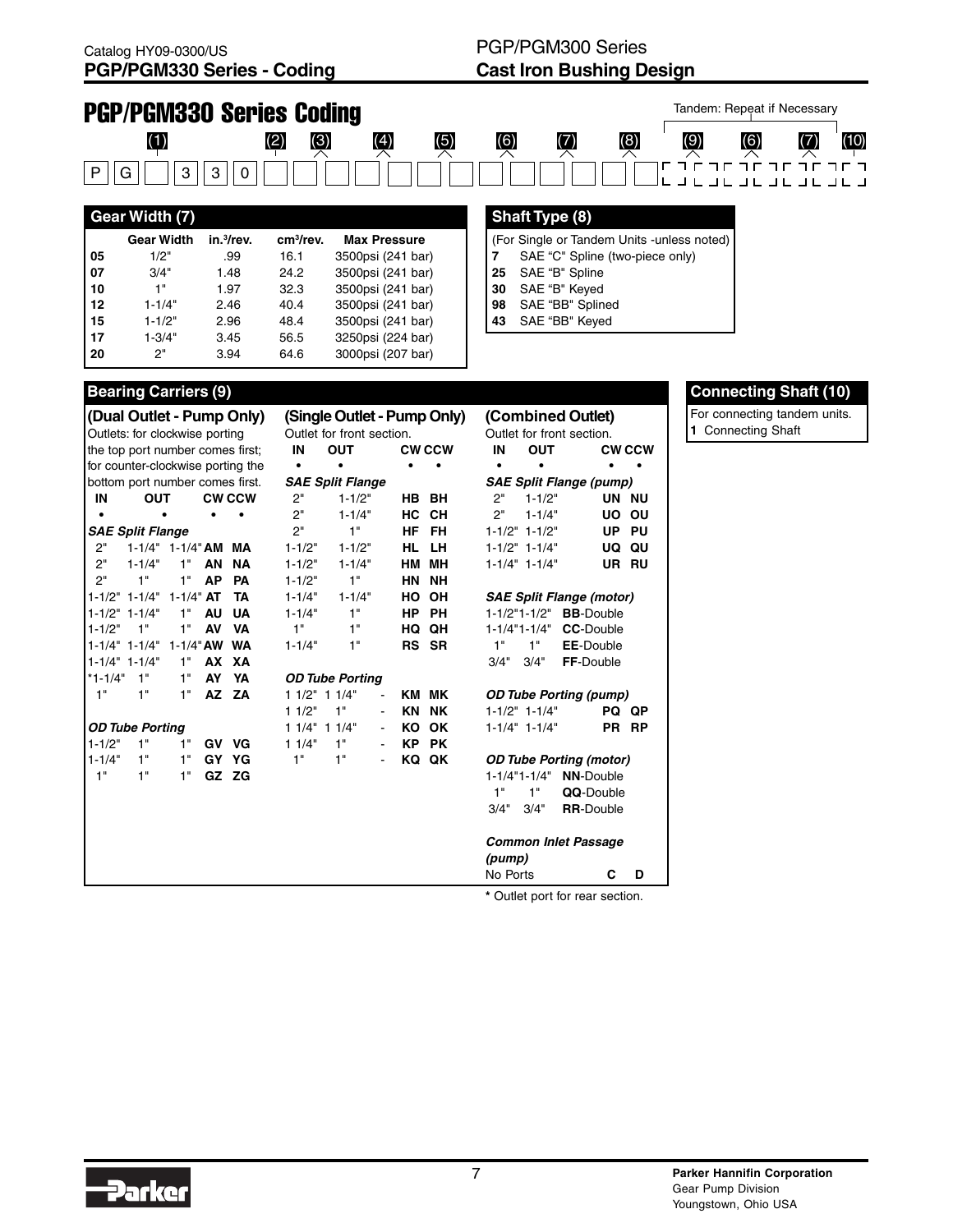# PGP/PGM330 Series Coding

Tandem: Repeat if Necessary

| (1) | | | | | (2) | (3) | (4) | (5) | (6) | (7) | (8) | (9) | (6) | (7) | (10) |
|---|---|---|---|---|---|---|---|---|---|---|---|---|---|---|---|
| P | G | | 3 | 3 | 0 | | | | | | | | | | |

## Gear Width (7)

| | Gear Width | in.³/rev. | cm³/rev. | Max Pressure |
|---|---|---|---|---|
| 05 | 1/2" | .99 | 16.1 | 3500psi (241 bar) |
| 07 | 3/4" | 1.48 | 24.2 | 3500psi (241 bar) |
| 10 | 1" | 1.97 | 32.3 | 3500psi (241 bar) |
| 12 | 1-1/4" | 2.46 | 40.4 | 3500psi (241 bar) |
| 15 | 1-1/2" | 2.96 | 48.4 | 3500psi (241 bar) |
| 17 | 1-3/4" | 3.45 | 56.5 | 3250psi (224 bar) |
| 20 | 2" | 3.94 | 64.6 | 3000psi (207 bar) |

## Shaft Type (8)

(For Single or Tandem Units -unless noted)

| | |
|---|---|
| 7 | SAE "C" Spline (two-piece only) |
| 25 | SAE "B" Spline |
| 30 | SAE "B" Keyed |
| 98 | SAE "BB" Splined |
| 43 | SAE "BB" Keyed |

## Bearing Carriers (9)

### (Dual Outlet - Pump Only)

Outlets: for clockwise porting the top port number comes first; for counter-clockwise porting the bottom port number comes first.

| IN | OUT | | CW | CCW |
|---|---|---|---|---|
| *SAE Split Flange* | | | | |
| 2" | 1-1/4" | 1-1/4" | AM | MA |
| 2" | 1-1/4" | 1" | AN | NA |
| 2" | 1" | 1" | AP | PA |
| 1-1/2" | 1-1/4" | 1-1/4" | AT | TA |
| 1-1/2" | 1-1/4" | 1" | AU | UA |
| 1-1/2" | 1" | 1" | AV | VA |
| 1-1/4" | 1-1/4" | 1-1/4" | AW | WA |
| 1-1/4" | 1-1/4" | 1" | AX | XA |
| *1-1/4" | 1" | 1" | AY | YA |
| 1" | 1" | 1" | AZ | ZA |
| *OD Tube Porting* | | | | |
| 1-1/2" | 1" | 1" | GV | VG |
| 1-1/4" | 1" | 1" | GY | YG |
| 1" | 1" | 1" | GZ | ZG |

### (Single Outlet - Pump Only)

Outlet for front section.

| IN | OUT | | CW | CCW |
|---|---|---|---|---|
| *SAE Split Flange* | | | | |
| 2" | 1-1/2" | | HB | BH |
| 2" | 1-1/4" | | HC | CH |
| 2" | 1" | | HF | FH |
| 1-1/2" | 1-1/2" | | HL | LH |
| 1-1/2" | 1-1/4" | | HM | MH |
| 1-1/2" | 1" | | HN | NH |
| 1-1/4" | 1-1/4" | | HO | OH |
| 1-1/4" | 1" | | HP | PH |
| 1" | 1" | | HQ | QH |
| 1-1/4" | 1" | | RS | SR |
| *OD Tube Porting* | | | | |
| 1 1/2" | 1 1/4" | - | KM | MK |
| 1 1/2" | 1" | - | KN | NK |
| 1 1/4" | 1 1/4" | - | KO | OK |
| 1 1/4" | 1" | - | KP | PK |
| 1" | 1" | - | KQ | QK |

### (Combined Outlet)

Outlet for front section.

| IN | OUT | CW | CCW |
|---|---|---|---|
| *SAE Split Flange (pump)* | | | |
| 2" | 1-1/2" | UN | NU |
| 2" | 1-1/4" | UO | OU |
| 1-1/2" | 1-1/2" | UP | PU |
| 1-1/2" | 1-1/4" | UQ | QU |
| 1-1/4" | 1-1/4" | UR | RU |
| *SAE Split Flange (motor)* | | | |
| 1-1/2" | 1-1/2" | BB-Double | |
| 1-1/4" | 1-1/4" | CC-Double | |
| 1" | 1" | EE-Double | |
| 3/4" | 3/4" | FF-Double | |
| *OD Tube Porting (pump)* | | | |
| 1-1/2" | 1-1/4" | PQ | QP |
| 1-1/4" | 1-1/4" | PR | RP |
| *OD Tube Porting (motor)* | | | |
| 1-1/4" | 1-1/4" | NN-Double | |
| 1" | 1" | QQ-Double | |
| 3/4" | 3/4" | RR-Double | |
| *Common Inlet Passage (pump)* | | | |
| No Ports | | C | D |

\* Outlet port for rear section.

## Connecting Shaft (10)

For connecting tandem units.

**1** Connecting Shaft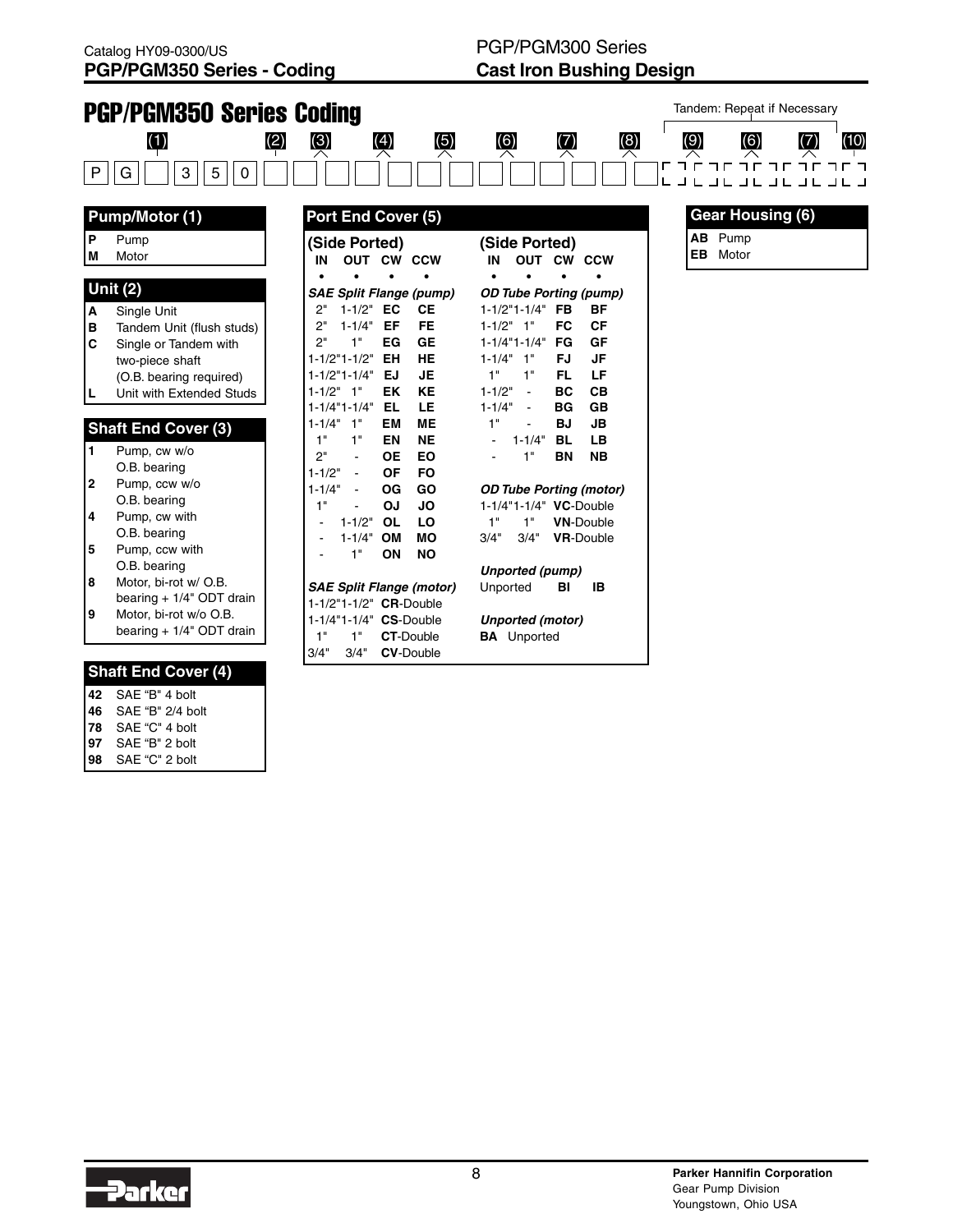# PGP/PGM350 Series Coding

Tandem: Repeat if Necessary

| P | G | (1) | 3 | 5 | 0 | (2) | (3) | (4) | (5) | (6) | (7) | (8) | (9) | (6) | (7) | (10) |
|---|---|---|---|---|---|---|---|---|---|---|---|---|---|---|---|---|

## Pump/Motor (1)

| Code | Description |
|---|---|
| P | Pump |
| M | Motor |

## Unit (2)

| Code | Description |
|---|---|
| A | Single Unit |
| B | Tandem Unit (flush studs) |
| C | Single or Tandem with two-piece shaft (O.B. bearing required) |
| L | Unit with Extended Studs |

## Shaft End Cover (3)

| Code | Description |
|---|---|
| 1 | Pump, cw w/o O.B. bearing |
| 2 | Pump, ccw w/o O.B. bearing |
| 4 | Pump, cw with O.B. bearing |
| 5 | Pump, ccw with O.B. bearing |
| 8 | Motor, bi-rot w/ O.B. bearing + 1/4" ODT drain |
| 9 | Motor, bi-rot w/o O.B. bearing + 1/4" ODT drain |

## Shaft End Cover (4)

| Code | Description |
|---|---|
| 42 | SAE "B" 4 bolt |
| 46 | SAE "B" 2/4 bolt |
| 78 | SAE "C" 4 bolt |
| 97 | SAE "B" 2 bolt |
| 98 | SAE "C" 2 bolt |

## Port End Cover (5)

### (Side Ported) — *SAE Split Flange (pump)*

| IN | OUT | CW | CCW |
|---|---|---|---|
| 2" | 1-1/2" | EC | CE |
| 2" | 1-1/4" | EF | FE |
| 2" | 1" | EG | GE |
| 1-1/2" | 1-1/2" | EH | HE |
| 1-1/2" | 1-1/4" | EJ | JE |
| 1-1/2" | 1" | EK | KE |
| 1-1/4" | 1-1/4" | EL | LE |
| 1-1/4" | 1" | EM | ME |
| 1" | 1" | EN | NE |
| 2" | - | OE | EO |
| 1-1/2" | - | OF | FO |
| 1-1/4" | - | OG | GO |
| 1" | - | OJ | JO |
| - | 1-1/2" | OL | LO |
| - | 1-1/4" | OM | MO |
| - | 1" | ON | NO |

*SAE Split Flange (motor)*

| IN | OUT | Code |
|---|---|---|
| 1-1/2" | 1-1/2" | **CR**-Double |
| 1-1/4" | 1-1/4" | **CS**-Double |
| 1" | 1" | **CT**-Double |
| 3/4" | 3/4" | **CV**-Double |

### (Side Ported) — *OD Tube Porting (pump)*

| IN | OUT | CW | CCW |
|---|---|---|---|
| 1-1/2" | 1-1/4" | FB | BF |
| 1-1/2" | 1" | FC | CF |
| 1-1/4" | 1-1/4" | FG | GF |
| 1-1/4" | 1" | FJ | JF |
| 1" | 1" | FL | LF |
| 1-1/2" | - | BC | CB |
| 1-1/4" | - | BG | GB |
| 1" | - | BJ | JB |
| - | 1-1/4" | BL | LB |
| - | 1" | BN | NB |

*OD Tube Porting (motor)*

| IN | OUT | Code |
|---|---|---|
| 1-1/4" | 1-1/4" | **VC**-Double |
| 1" | 1" | **VN**-Double |
| 3/4" | 3/4" | **VR**-Double |

*Unported (pump)*

| | CW | CCW |
|---|---|---|
| Unported | BI | IB |

*Unported (motor)*

**BA** Unported

## Gear Housing (6)

| Code | Description |
|---|---|
| AB | Pump |
| EB | Motor |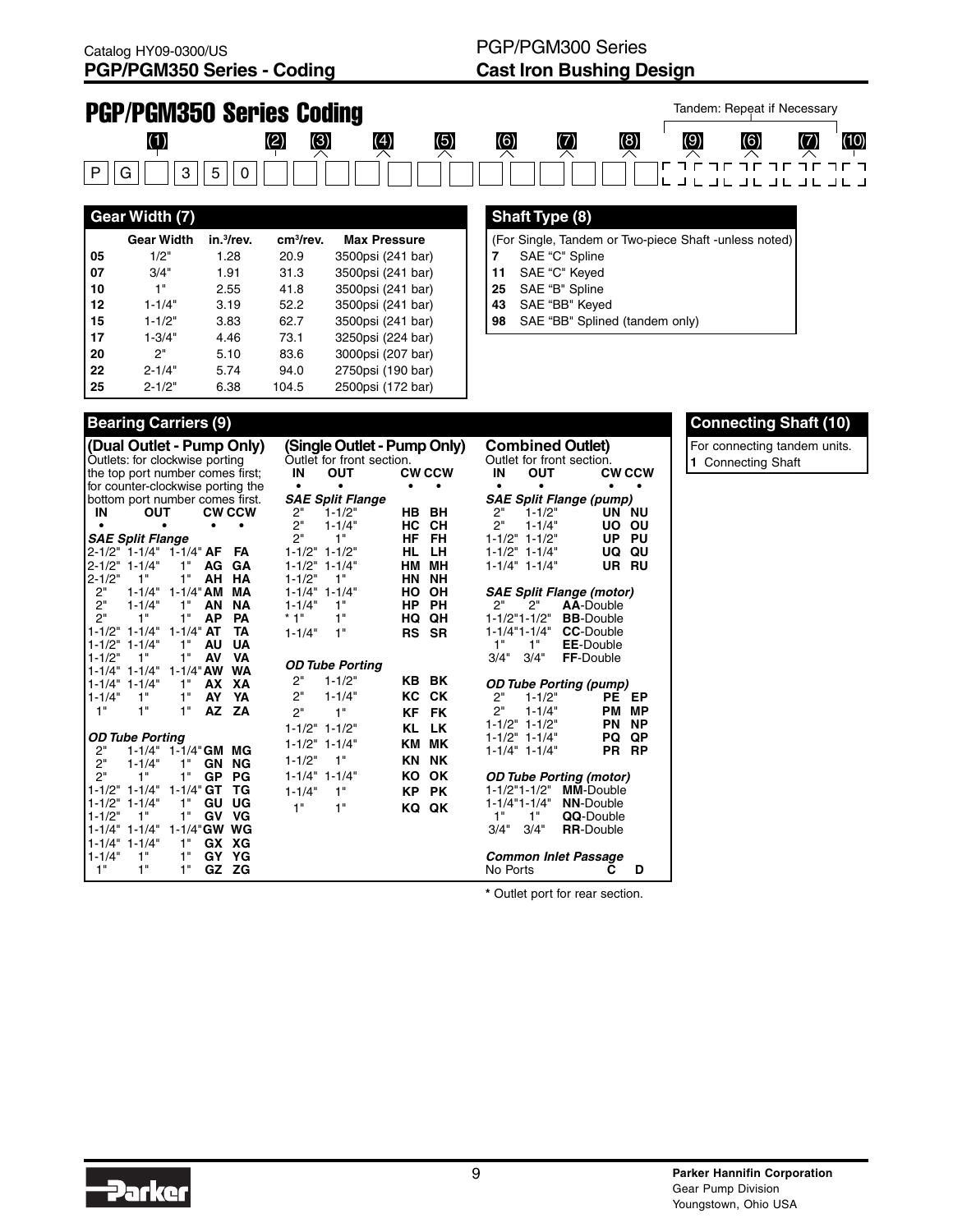# PGP/PGM350 Series Coding

Tandem: Repeat if Necessary

| | (1) | | | | (2) | (3) | (4) | (5) | (6) | (7) | (8) | (9) | (6) | (7) | (10) |
|---|---|---|---|---|---|---|---|---|---|---|---|---|---|---|---|
| P | G | | 3 | 5 | 0 | | | | | | | | | | |

## Gear Width (7)

| | Gear Width | in.³/rev. | cm³/rev. | Max Pressure |
|---|---|---|---|---|
| 05 | 1/2" | 1.28 | 20.9 | 3500psi (241 bar) |
| 07 | 3/4" | 1.91 | 31.3 | 3500psi (241 bar) |
| 10 | 1" | 2.55 | 41.8 | 3500psi (241 bar) |
| 12 | 1-1/4" | 3.19 | 52.2 | 3500psi (241 bar) |
| 15 | 1-1/2" | 3.83 | 62.7 | 3500psi (241 bar) |
| 17 | 1-3/4" | 4.46 | 73.1 | 3250psi (224 bar) |
| 20 | 2" | 5.10 | 83.6 | 3000psi (207 bar) |
| 22 | 2-1/4" | 5.74 | 94.0 | 2750psi (190 bar) |
| 25 | 2-1/2" | 6.38 | 104.5 | 2500psi (172 bar) |

## Shaft Type (8)

(For Single, Tandem or Two-piece Shaft -unless noted)

- **7** SAE "C" Spline
- **11** SAE "C" Keyed
- **25** SAE "B" Spline
- **43** SAE "BB" Keyed
- **98** SAE "BB" Splined (tandem only)

## Bearing Carriers (9)

### (Dual Outlet - Pump Only)

Outlets: for clockwise porting the top port number comes first; for counter-clockwise porting the bottom port number comes first.

| IN | OUT | | CW | CCW |
|---|---|---|---|---|
| ***SAE Split Flange*** | | | | |
| 2-1/2" | 1-1/4" | 1-1/4" | AF | FA |
| 2-1/2" | 1-1/4" | 1" | AG | GA |
| 2-1/2" | 1" | 1" | AH | HA |
| 2" | 1-1/4" | 1-1/4" | AM | MA |
| 2" | 1-1/4" | 1" | AN | NA |
| 2" | 1" | 1" | AP | PA |
| 1-1/2" | 1-1/4" | 1-1/4" | AT | TA |
| 1-1/2" | 1-1/4" | 1" | AU | UA |
| 1-1/2" | 1" | 1" | AV | VA |
| 1-1/4" | 1-1/4" | 1-1/4" | AW | WA |
| 1-1/4" | 1-1/4" | 1" | AX | XA |
| 1-1/4" | 1" | 1" | AY | YA |
| 1" | 1" | 1" | AZ | ZA |
| ***OD Tube Porting*** | | | | |
| 2" | 1-1/4" | 1-1/4" | GM | MG |
| 2" | 1-1/4" | 1" | GN | NG |
| 2" | 1" | 1" | GP | PG |
| 1-1/2" | 1-1/4" | 1-1/4" | GT | TG |
| 1-1/2" | 1-1/4" | 1" | GU | UG |
| 1-1/2" | 1" | 1" | GV | VG |
| 1-1/4" | 1-1/4" | 1-1/4" | GW | WG |
| 1-1/4" | 1-1/4" | 1" | GX | XG |
| 1-1/4" | 1" | 1" | GY | YG |
| 1" | 1" | 1" | GZ | ZG |

### (Single Outlet - Pump Only)

Outlet for front section.

| IN | OUT | CW | CCW |
|---|---|---|---|
| ***SAE Split Flange*** | | | |
| 2" | 1-1/2" | HB | BH |
| 2" | 1-1/4" | HC | CH |
| 2" | 1" | HF | FH |
| 1-1/2" | 1-1/2" | HL | LH |
| 1-1/2" | 1-1/4" | HM | MH |
| 1-1/2" | 1" | HN | NH |
| 1-1/4" | 1-1/4" | HO | OH |
| 1-1/4" | 1" | HP | PH |
| * 1" | 1" | HQ | QH |
| 1-1/4" | 1" | RS | SR |
| ***OD Tube Porting*** | | | |
| 2" | 1-1/2" | KB | BK |
| 2" | 1-1/4" | KC | CK |
| 2" | 1" | KF | FK |
| 1-1/2" | 1-1/2" | KL | LK |
| 1-1/2" | 1-1/4" | KM | MK |
| 1-1/2" | 1" | KN | NK |
| 1-1/4" | 1-1/4" | KO | OK |
| 1-1/4" | 1" | KP | PK |
| 1" | 1" | KQ | QK |

### Combined Outlet

Outlet for front section.

| IN | OUT | CW | CCW |
|---|---|---|---|
| ***SAE Split Flange (pump)*** | | | |
| 2" | 1-1/2" | UN | NU |
| 2" | 1-1/4" | UO | OU |
| 1-1/2" | 1-1/2" | UP | PU |
| 1-1/2" | 1-1/4" | UQ | QU |
| 1-1/4" | 1-1/4" | UR | RU |
| ***SAE Split Flange (motor)*** | | | |
| 2" | 2" | **AA**-Double | |
| 1-1/2" | 1-1/2" | **BB**-Double | |
| 1-1/4" | 1-1/4" | **CC**-Double | |
| 1" | 1" | **EE**-Double | |
| 3/4" | 3/4" | **FF**-Double | |
| ***OD Tube Porting (pump)*** | | | |
| 2" | 1-1/2" | PE | EP |
| 2" | 1-1/4" | PM | MP |
| 1-1/2" | 1-1/2" | PN | NP |
| 1-1/2" | 1-1/4" | PQ | QP |
| 1-1/4" | 1-1/4" | PR | RP |
| ***OD Tube Porting (motor)*** | | | |
| 1-1/2" | 1-1/2" | **MM**-Double | |
| 1-1/4" | 1-1/4" | **NN**-Double | |
| 1" | 1" | **QQ**-Double | |
| 3/4" | 3/4" | **RR**-Double | |
| ***Common Inlet Passage*** | | | |
| No Ports | | C | D |

\* Outlet port for rear section.

## Connecting Shaft (10)

For connecting tandem units.

- **1** Connecting Shaft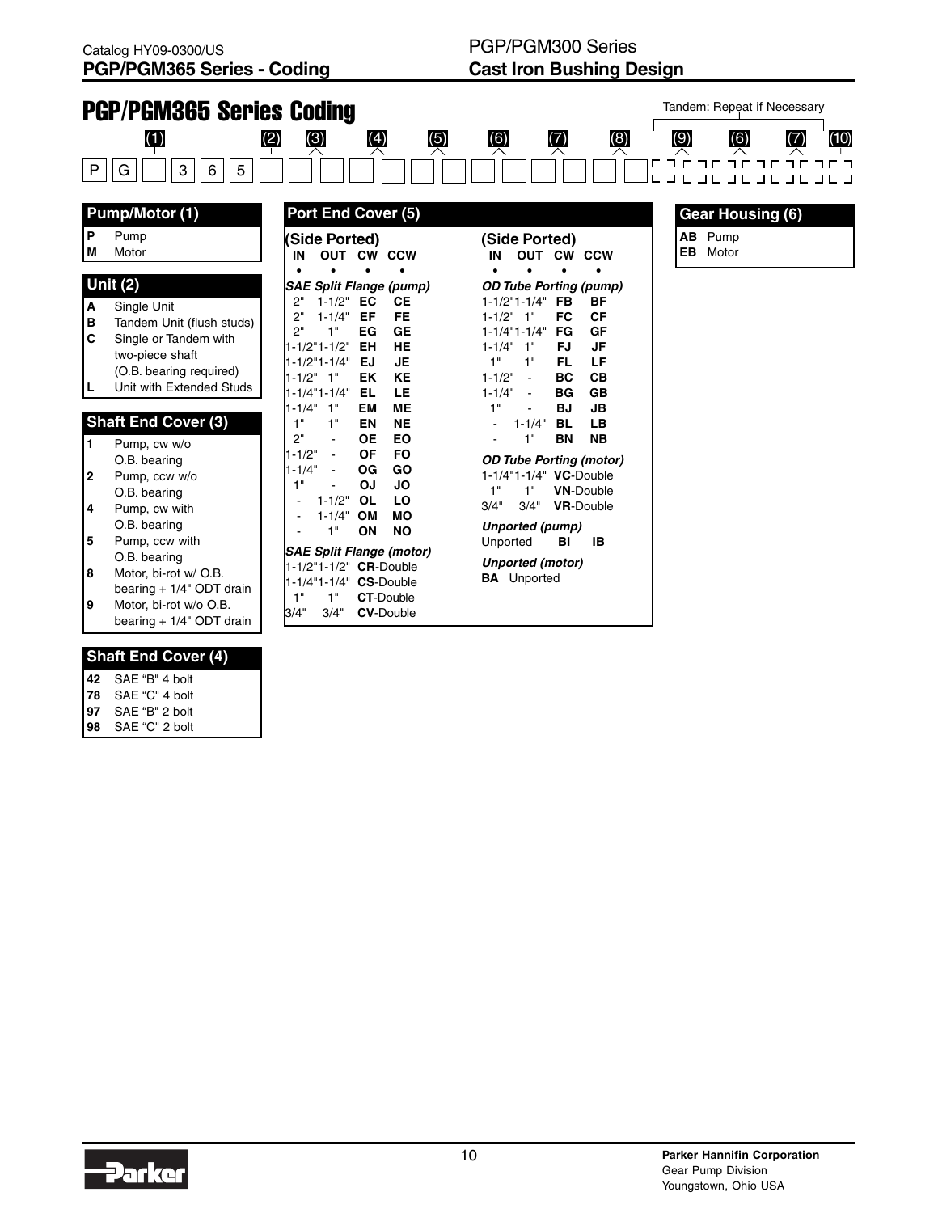# PGP/PGM365 Series Coding

Tandem: Repeat if Necessary

| (1) | | | | | | (2) | (3) | (4) | | (5) | | (6) | | (7) | | (8) | | (9) | (6) | (7) | (10) |
|---|---|---|---|---|---|---|---|---|---|---|---|---|---|---|---|---|---|---|---|---|---|
| P | G | | 3 | 6 | 5 | | | | | | | | | | | | | | | | |

## Pump/Motor (1)

| Code | Description |
|---|---|
| **P** | Pump |
| **M** | Motor |

## Unit (2)

| Code | Description |
|---|---|
| **A** | Single Unit |
| **B** | Tandem Unit (flush studs) |
| **C** | Single or Tandem with two-piece shaft (O.B. bearing required) |
| **L** | Unit with Extended Studs |

## Shaft End Cover (3)

| Code | Description |
|---|---|
| **1** | Pump, cw w/o O.B. bearing |
| **2** | Pump, ccw w/o O.B. bearing |
| **4** | Pump, cw with O.B. bearing |
| **5** | Pump, ccw with O.B. bearing |
| **8** | Motor, bi-rot w/ O.B. bearing + 1/4" ODT drain |
| **9** | Motor, bi-rot w/o O.B. bearing + 1/4" ODT drain |

## Shaft End Cover (4)

| Code | Description |
|---|---|
| **42** | SAE "B" 4 bolt |
| **78** | SAE "C" 4 bolt |
| **97** | SAE "B" 2 bolt |
| **98** | SAE "C" 2 bolt |

## Port End Cover (5)

### (Side Ported)

*SAE Split Flange (pump)*

| IN | OUT | CW | CCW |
|---|---|---|---|
| 2" | 1-1/2" | **EC** | **CE** |
| 2" | 1-1/4" | **EF** | **FE** |
| 2" | 1" | **EG** | **GE** |
| 1-1/2" | 1-1/2" | **EH** | **HE** |
| 1-1/2" | 1-1/4" | **EJ** | **JE** |
| 1-1/2" | 1" | **EK** | **KE** |
| 1-1/4" | 1-1/4" | **EL** | **LE** |
| 1-1/4" | 1" | **EM** | **ME** |
| 1" | 1" | **EN** | **NE** |
| 2" | - | **OE** | **EO** |
| 1-1/2" | - | **OF** | **FO** |
| 1-1/4" | - | **OG** | **GO** |
| 1" | - | **OJ** | **JO** |
| - | 1-1/2" | **OL** | **LO** |
| - | 1-1/4" | **OM** | **MO** |
| - | 1" | **ON** | **NO** |

*SAE Split Flange (motor)*

| IN | OUT | Code |
|---|---|---|
| 1-1/2" | 1-1/2" | **CR**-Double |
| 1-1/4" | 1-1/4" | **CS**-Double |
| 1" | 1" | **CT**-Double |
| 3/4" | 3/4" | **CV**-Double |

### (Side Ported)

*OD Tube Porting (pump)*

| IN | OUT | CW | CCW |
|---|---|---|---|
| 1-1/2" | 1-1/4" | **FB** | **BF** |
| 1-1/2" | 1" | **FC** | **CF** |
| 1-1/4" | 1-1/4" | **FG** | **GF** |
| 1-1/4" | 1" | **FJ** | **JF** |
| 1" | 1" | **FL** | **LF** |
| 1-1/2" | - | **BC** | **CB** |
| 1-1/4" | - | **BG** | **GB** |
| 1" | - | **BJ** | **JB** |
| - | 1-1/4" | **BL** | **LB** |
| - | 1" | **BN** | **NB** |

*OD Tube Porting (motor)*

| IN | OUT | Code |
|---|---|---|
| 1-1/4" | 1-1/4" | **VC**-Double |
| 1" | 1" | **VN**-Double |
| 3/4" | 3/4" | **VR**-Double |

*Unported (pump)*

Unported **BI** **IB**

*Unported (motor)*

**BA** Unported

## Gear Housing (6)

| Code | Description |
|---|---|
| **AB** | Pump |
| **EB** | Motor |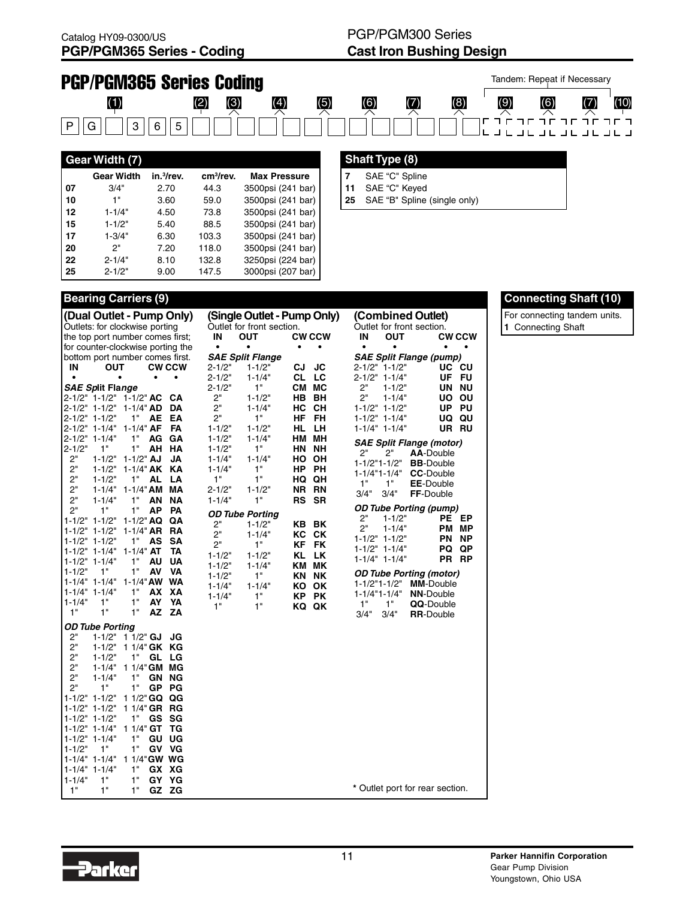# PGP/PGM365 Series Coding

Tandem: Repeat if Necessary

| (1) | | | | | | (2) | (3) | (4) | (5) | (6) | (7) | (8) | (9) | (6) | (7) | (10) |
|---|---|---|---|---|---|---|---|---|---|---|---|---|---|---|---|---|
| P | G | | 3 | 6 | 5 | | | | | | | | | | | |

## Gear Width (7)

| | Gear Width | in.³/rev. | cm³/rev. | Max Pressure |
|---|---|---|---|---|
| 07 | 3/4" | 2.70 | 44.3 | 3500psi (241 bar) |
| 10 | 1" | 3.60 | 59.0 | 3500psi (241 bar) |
| 12 | 1-1/4" | 4.50 | 73.8 | 3500psi (241 bar) |
| 15 | 1-1/2" | 5.40 | 88.5 | 3500psi (241 bar) |
| 17 | 1-3/4" | 6.30 | 103.3 | 3500psi (241 bar) |
| 20 | 2" | 7.20 | 118.0 | 3500psi (241 bar) |
| 22 | 2-1/4" | 8.10 | 132.8 | 3250psi (224 bar) |
| 25 | 2-1/2" | 9.00 | 147.5 | 3000psi (207 bar) |

## Shaft Type (8)

- **7** SAE "C" Spline
- **11** SAE "C" Keyed
- **25** SAE "B" Spline (single only)

## Bearing Carriers (9)

### (Dual Outlet - Pump Only)

Outlets: for clockwise porting the top port number comes first; for counter-clockwise porting the bottom port number comes first.

**SAE Split Flange**

| IN | OUT | | CW | CCW |
|---|---|---|---|---|
| 2-1/2" | 1-1/2" | 1-1/2" | AC | CA |
| 2-1/2" | 1-1/2" | 1-1/4" | AD | DA |
| 2-1/2" | 1-1/2" | 1" | AE | EA |
| 2-1/2" | 1-1/4" | 1-1/4" | AF | FA |
| 2-1/2" | 1-1/4" | 1" | AG | GA |
| 2-1/2" | 1" | 1" | AH | HA |
| 2" | 1-1/2" | 1-1/2" | AJ | JA |
| 2" | 1-1/2" | 1-1/4" | AK | KA |
| 2" | 1-1/2" | 1" | AL | LA |
| 2" | 1-1/4" | 1-1/4" | AM | MA |
| 2" | 1-1/4" | 1" | AN | NA |
| 2" | 1" | 1" | AP | PA |
| 1-1/2" | 1-1/2" | 1-1/2" | AQ | QA |
| 1-1/2" | 1-1/2" | 1-1/4" | AR | RA |
| 1-1/2" | 1-1/2" | 1" | AS | SA |
| 1-1/2" | 1-1/4" | 1-1/4" | AT | TA |
| 1-1/2" | 1-1/4" | 1" | AU | UA |
| 1-1/2" | 1" | 1" | AV | VA |
| 1-1/4" | 1-1/4" | 1-1/4" | AW | WA |
| 1-1/4" | 1-1/4" | 1" | AX | XA |
| 1-1/4" | 1" | 1" | AY | YA |
| 1" | 1" | 1" | AZ | ZA |

**OD Tube Porting**

| IN | OUT | | CW | CCW |
|---|---|---|---|---|
| 2" | 1-1/2" | 1 1/2" | GJ | JG |
| 2" | 1-1/2" | 1 1/4" | GK | KG |
| 2" | 1-1/2" | 1" | GL | LG |
| 2" | 1-1/4" | 1 1/4" | GM | MG |
| 2" | 1-1/4" | 1" | GN | NG |
| 2" | 1" | 1" | GP | PG |
| 1-1/2" | 1-1/2" | 1 1/2" | GQ | QG |
| 1-1/2" | 1-1/2" | 1 1/4" | GR | RG |
| 1-1/2" | 1-1/2" | 1" | GS | SG |
| 1-1/2" | 1-1/4" | 1 1/4" | GT | TG |
| 1-1/2" | 1-1/4" | 1" | GU | UG |
| 1-1/2" | 1" | 1" | GV | VG |
| 1-1/4" | 1-1/4" | 1 1/4" | GW | WG |
| 1-1/4" | 1-1/4" | 1" | GX | XG |
| 1-1/4" | 1" | 1" | GY | YG |
| 1" | 1" | 1" | GZ | ZG |

### (Single Outlet - Pump Only)

Outlet for front section.

**SAE Split Flange**

| IN | OUT | CW | CCW |
|---|---|---|---|
| 2-1/2" | 1-1/2" | CJ | JC |
| 2-1/2" | 1-1/4" | CL | LC |
| 2-1/2" | 1" | CM | MC |
| 2" | 1-1/2" | HB | BH |
| 2" | 1-1/4" | HC | CH |
| 2" | 1" | HF | FH |
| 1-1/2" | 1-1/2" | HL | LH |
| 1-1/2" | 1-1/4" | HM | MH |
| 1-1/2" | 1" | HN | NH |
| 1-1/4" | 1-1/4" | HO | OH |
| 1-1/4" | 1" | HP | PH |
| 1" | 1" | HQ | QH |
| 2-1/2" | 1-1/2" | NR | RN |
| 1-1/4" | 1" | RS | SR |

**OD Tube Porting**

| IN | OUT | CW | CCW |
|---|---|---|---|
| 2" | 1-1/2" | KB | BK |
| 2" | 1-1/4" | KC | CK |
| 2" | 1" | KF | FK |
| 1-1/2" | 1-1/2" | KL | LK |
| 1-1/2" | 1-1/4" | KM | MK |
| 1-1/2" | 1" | KN | NK |
| 1-1/4" | 1-1/4" | KO | OK |
| 1-1/4" | 1" | KP | PK |
| 1" | 1" | KQ | QK |

### (Combined Outlet)

Outlet for front section.

**SAE Split Flange (pump)**

| IN | OUT | CW | CCW |
|---|---|---|---|
| 2-1/2" | 1-1/2" | UC | CU |
| 2-1/2" | 1-1/4" | UF | FU |
| 2" | 1-1/2" | UN | NU |
| 2" | 1-1/4" | UO | OU |
| 1-1/2" | 1-1/2" | UP | PU |
| 1-1/2" | 1-1/4" | UQ | QU |
| 1-1/4" | 1-1/4" | UR | RU |

**SAE Split Flange (motor)**

| IN | OUT | Code |
|---|---|---|
| 2" | 2" | AA-Double |
| 1-1/2" | 1-1/2" | BB-Double |
| 1-1/4" | 1-1/4" | CC-Double |
| 1" | 1" | EE-Double |
| 3/4" | 3/4" | FF-Double |

**OD Tube Porting (pump)**

| IN | OUT | CW | CCW |
|---|---|---|---|
| 2" | 1-1/2" | PE | EP |
| 2" | 1-1/4" | PM | MP |
| 1-1/2" | 1-1/2" | PN | NP |
| 1-1/2" | 1-1/4" | PQ | QP |
| 1-1/4" | 1-1/4" | PR | RP |

**OD Tube Porting (motor)**

| IN | OUT | Code |
|---|---|---|
| 1-1/2" | 1-1/2" | MM-Double |
| 1-1/4" | 1-1/4" | NN-Double |
| 1" | 1" | QQ-Double |
| 3/4" | 3/4" | RR-Double |

* Outlet port for rear section.

## Connecting Shaft (10)

For connecting tandem units.

**1** Connecting Shaft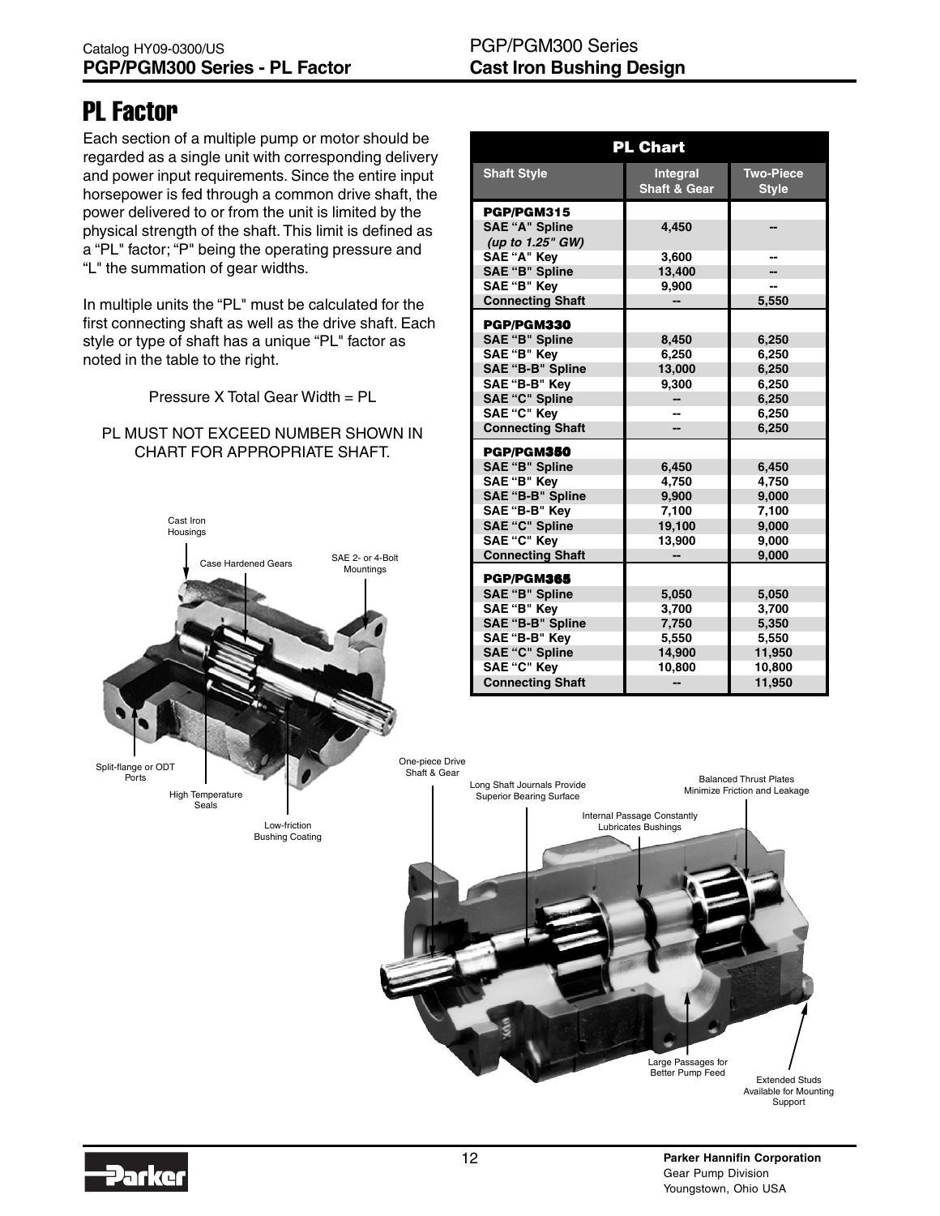# PL Factor

Each section of a multiple pump or motor should be regarded as a single unit with corresponding delivery and power input requirements. Since the entire input horsepower is fed through a common drive shaft, the power delivered to or from the unit is limited by the physical strength of the shaft. This limit is defined as a "PL" factor; "P" being the operating pressure and "L" the summation of gear widths.

In multiple units the "PL" must be calculated for the first connecting shaft as well as the drive shaft. Each style or type of shaft has a unique "PL" factor as noted in the table to the right.

Pressure X Total Gear Width = PL

PL MUST NOT EXCEED NUMBER SHOWN IN CHART FOR APPROPRIATE SHAFT.

| PL Chart | | |
|---|---|---|
| **Shaft Style** | **Integral Shaft & Gear** | **Two-Piece Style** |
| **PGP/PGM315** | | |
| SAE "A" Spline *(up to 1.25" GW)* | 4,450 | -- |
| SAE "A" Key | 3,600 | -- |
| SAE "B" Spline | 13,400 | -- |
| SAE "B" Key | 9,900 | -- |
| Connecting Shaft | -- | 5,550 |
| **PGP/PGM330** | | |
| SAE "B" Spline | 8,450 | 6,250 |
| SAE "B" Key | 6,250 | 6,250 |
| SAE "B-B" Spline | 13,000 | 6,250 |
| SAE "B-B" Key | 9,300 | 6,250 |
| SAE "C" Spline | -- | 6,250 |
| SAE "C" Key | -- | 6,250 |
| Connecting Shaft | -- | 6,250 |
| **PGP/PGM350** | | |
| SAE "B" Spline | 6,450 | 6,450 |
| SAE "B" Key | 4,750 | 4,750 |
| SAE "B-B" Spline | 9,900 | 9,000 |
| SAE "B-B" Key | 7,100 | 7,100 |
| SAE "C" Spline | 19,100 | 9,000 |
| SAE "C" Key | 13,900 | 9,000 |
| Connecting Shaft | -- | 9,000 |
| **PGP/PGM365** | | |
| SAE "B" Spline | 5,050 | 5,050 |
| SAE "B" Key | 3,700 | 3,700 |
| SAE "B-B" Spline | 7,750 | 5,350 |
| SAE "B-B" Key | 5,550 | 5,550 |
| SAE "C" Spline | 14,900 | 11,950 |
| SAE "C" Key | 10,800 | 10,800 |
| Connecting Shaft | -- | 11,950 |

Cast Iron Housings
Case Hardened Gears
SAE 2- or 4-Bolt Mountings
Split-flange or ODT Ports
High Temperature Seals
Low-friction Bushing Coating

One-piece Drive Shaft & Gear
Long Shaft Journals Provide Superior Bearing Surface
Internal Passage Constantly Lubricates Bushings
Balanced Thrust Plates Minimize Friction and Leakage
Large Passages for Better Pump Feed
Extended Studs Available for Mounting Support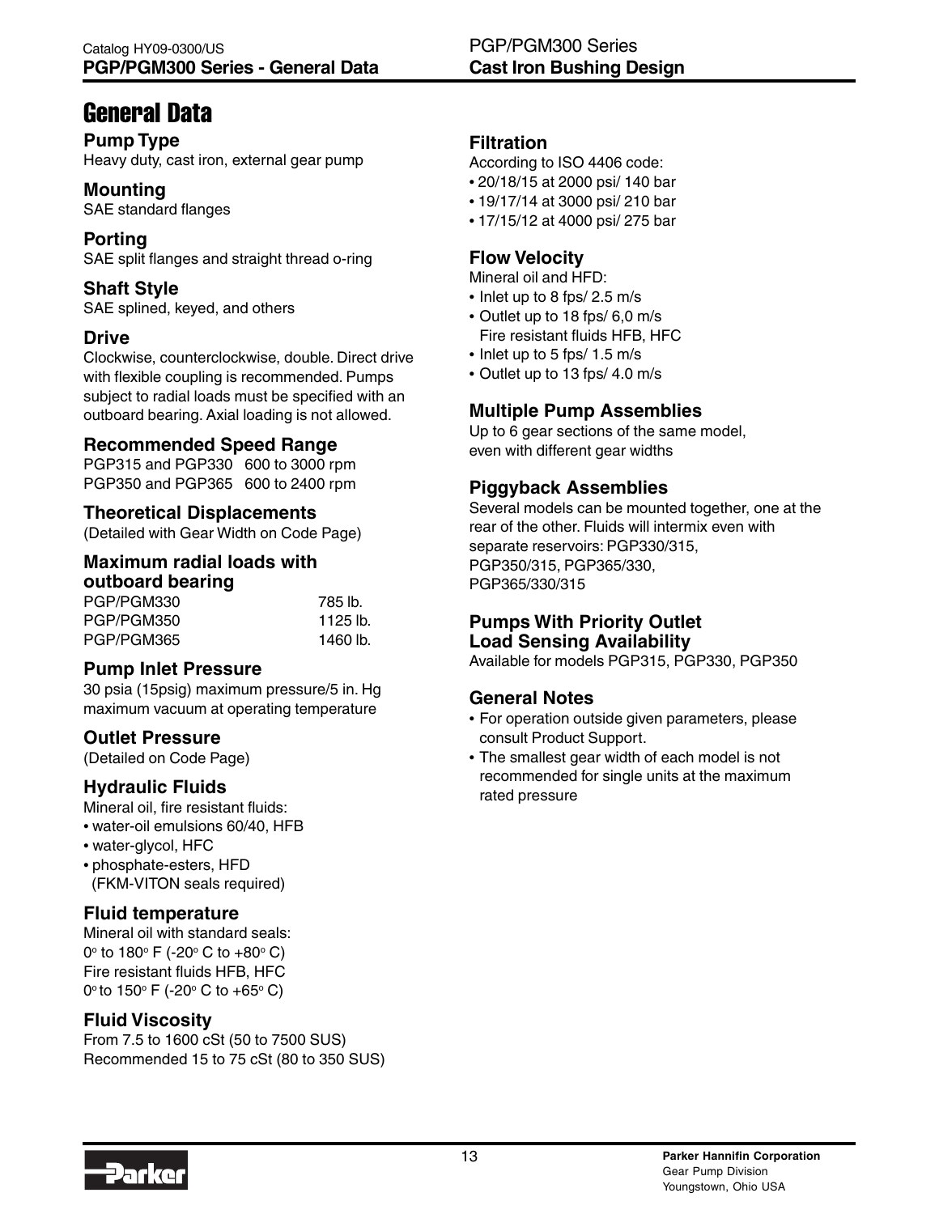# General Data

### Pump Type
Heavy duty, cast iron, external gear pump

### Mounting
SAE standard flanges

### Porting
SAE split flanges and straight thread o-ring

### Shaft Style
SAE splined, keyed, and others

### Drive
Clockwise, counterclockwise, double. Direct drive with flexible coupling is recommended. Pumps subject to radial loads must be specified with an outboard bearing. Axial loading is not allowed.

### Recommended Speed Range
PGP315 and PGP330 600 to 3000 rpm
PGP350 and PGP365 600 to 2400 rpm

### Theoretical Displacements
(Detailed with Gear Width on Code Page)

### Maximum radial loads with outboard bearing

| | |
|---|---|
| PGP/PGM330 | 785 lb. |
| PGP/PGM350 | 1125 lb. |
| PGP/PGM365 | 1460 lb. |

### Pump Inlet Pressure
30 psia (15psig) maximum pressure/5 in. Hg maximum vacuum at operating temperature

### Outlet Pressure
(Detailed on Code Page)

### Hydraulic Fluids
Mineral oil, fire resistant fluids:
- water-oil emulsions 60/40, HFB
- water-glycol, HFC
- phosphate-esters, HFD (FKM-VITON seals required)

### Fluid temperature
Mineral oil with standard seals:
0° to 180° F (-20° C to +80° C)
Fire resistant fluids HFB, HFC
0° to 150° F (-20° C to +65° C)

### Fluid Viscosity
From 7.5 to 1600 cSt (50 to 7500 SUS)
Recommended 15 to 75 cSt (80 to 350 SUS)

### Filtration
According to ISO 4406 code:
- 20/18/15 at 2000 psi/ 140 bar
- 19/17/14 at 3000 psi/ 210 bar
- 17/15/12 at 4000 psi/ 275 bar

### Flow Velocity
Mineral oil and HFD:
- Inlet up to 8 fps/ 2.5 m/s
- Outlet up to 18 fps/ 6,0 m/s
  Fire resistant fluids HFB, HFC
- Inlet up to 5 fps/ 1.5 m/s
- Outlet up to 13 fps/ 4.0 m/s

### Multiple Pump Assemblies
Up to 6 gear sections of the same model, even with different gear widths

### Piggyback Assemblies
Several models can be mounted together, one at the rear of the other. Fluids will intermix even with separate reservoirs: PGP330/315, PGP350/315, PGP365/330, PGP365/330/315

### Pumps With Priority Outlet Load Sensing Availability
Available for models PGP315, PGP330, PGP350

### General Notes
- For operation outside given parameters, please consult Product Support.
- The smallest gear width of each model is not recommended for single units at the maximum rated pressure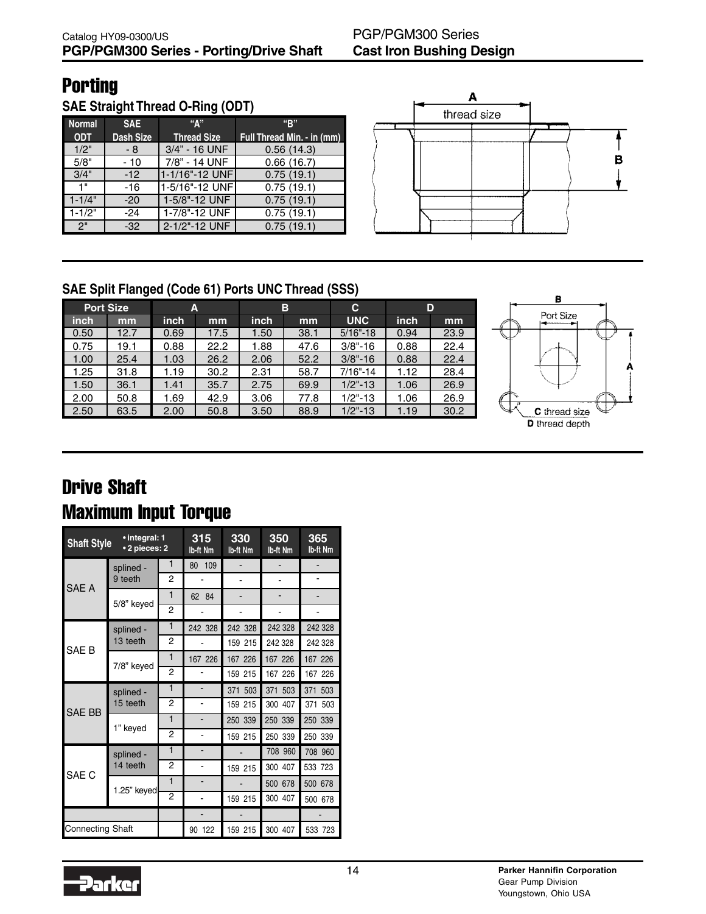Catalog HY09-0300/US
**PGP/PGM300 Series - Porting/Drive Shaft**

PGP/PGM300 Series
**Cast Iron Bushing Design**

# Porting

## SAE Straight Thread O-Ring (ODT)

| Normal ODT | SAE Dash Size | "A" Thread Size | "B" Full Thread Min. - in (mm) |
|---|---|---|---|
| 1/2" | - 8 | 3/4" - 16 UNF | 0.56 (14.3) |
| 5/8" | - 10 | 7/8" - 14 UNF | 0.66 (16.7) |
| 3/4" | -12 | 1-1/16"-12 UNF | 0.75 (19.1) |
| 1" | -16 | 1-5/16"-12 UNF | 0.75 (19.1) |
| 1-1/4" | -20 | 1-5/8"-12 UNF | 0.75 (19.1) |
| 1-1/2" | -24 | 1-7/8"-12 UNF | 0.75 (19.1) |
| 2" | -32 | 2-1/2"-12 UNF | 0.75 (19.1) |

A thread size

B

## SAE Split Flanged (Code 61) Ports UNC Thread (SSS)

| Port Size | | A | | B | | C | D | |
|---|---|---|---|---|---|---|---|---|
| inch | mm | inch | mm | inch | mm | UNC | inch | mm |
| 0.50 | 12.7 | 0.69 | 17.5 | 1.50 | 38.1 | 5/16"-18 | 0.94 | 23.9 |
| 0.75 | 19.1 | 0.88 | 22.2 | 1.88 | 47.6 | 3/8"-16 | 0.88 | 22.4 |
| 1.00 | 25.4 | 1.03 | 26.2 | 2.06 | 52.2 | 3/8"-16 | 0.88 | 22.4 |
| 1.25 | 31.8 | 1.19 | 30.2 | 2.31 | 58.7 | 7/16"-14 | 1.12 | 28.4 |
| 1.50 | 36.1 | 1.41 | 35.7 | 2.75 | 69.9 | 1/2"-13 | 1.06 | 26.9 |
| 2.00 | 50.8 | 1.69 | 42.9 | 3.06 | 77.8 | 1/2"-13 | 1.06 | 26.9 |
| 2.50 | 63.5 | 2.00 | 50.8 | 3.50 | 88.9 | 1/2"-13 | 1.19 | 30.2 |

B

Port Size

A

C thread size
D thread depth

# Drive Shaft

# Maximum Input Torque

| Shaft Style | | • integral: 1 • 2 pieces: 2 | 315 lb-ft Nm | 330 lb-ft Nm | 350 lb-ft Nm | 365 lb-ft Nm |
|---|---|---|---|---|---|---|
| SAE A | splined - 9 teeth | 1 | 80 109 | - | - | - |
| | | 2 | - | - | - | - |
| | 5/8" keyed | 1 | 62 84 | - | - | - |
| | | 2 | - | - | - | - |
| SAE B | splined - 13 teeth | 1 | 242 328 | 242 328 | 242 328 | 242 328 |
| | | 2 | - | 159 215 | 242 328 | 242 328 |
| | 7/8" keyed | 1 | 167 226 | 167 226 | 167 226 | 167 226 |
| | | 2 | - | 159 215 | 167 226 | 167 226 |
| SAE BB | splined - 15 teeth | 1 | - | 371 503 | 371 503 | 371 503 |
| | | 2 | - | 159 215 | 300 407 | 371 503 |
| | 1" keyed | 1 | - | 250 339 | 250 339 | 250 339 |
| | | 2 | - | 159 215 | 250 339 | 250 339 |
| SAE C | splined - 14 teeth | 1 | - | - | 708 960 | 708 960 |
| | | 2 | - | 159 215 | 300 407 | 533 723 |
| | 1.25" keyed | 1 | - | - | 500 678 | 500 678 |
| | | 2 | - | 159 215 | 300 407 | 500 678 |
| | | | - | - | | - |
| Connecting Shaft | | | 90 122 | 159 215 | 300 407 | 533 723 |

Parker Hannifin Corporation
Gear Pump Division
Youngstown, Ohio USA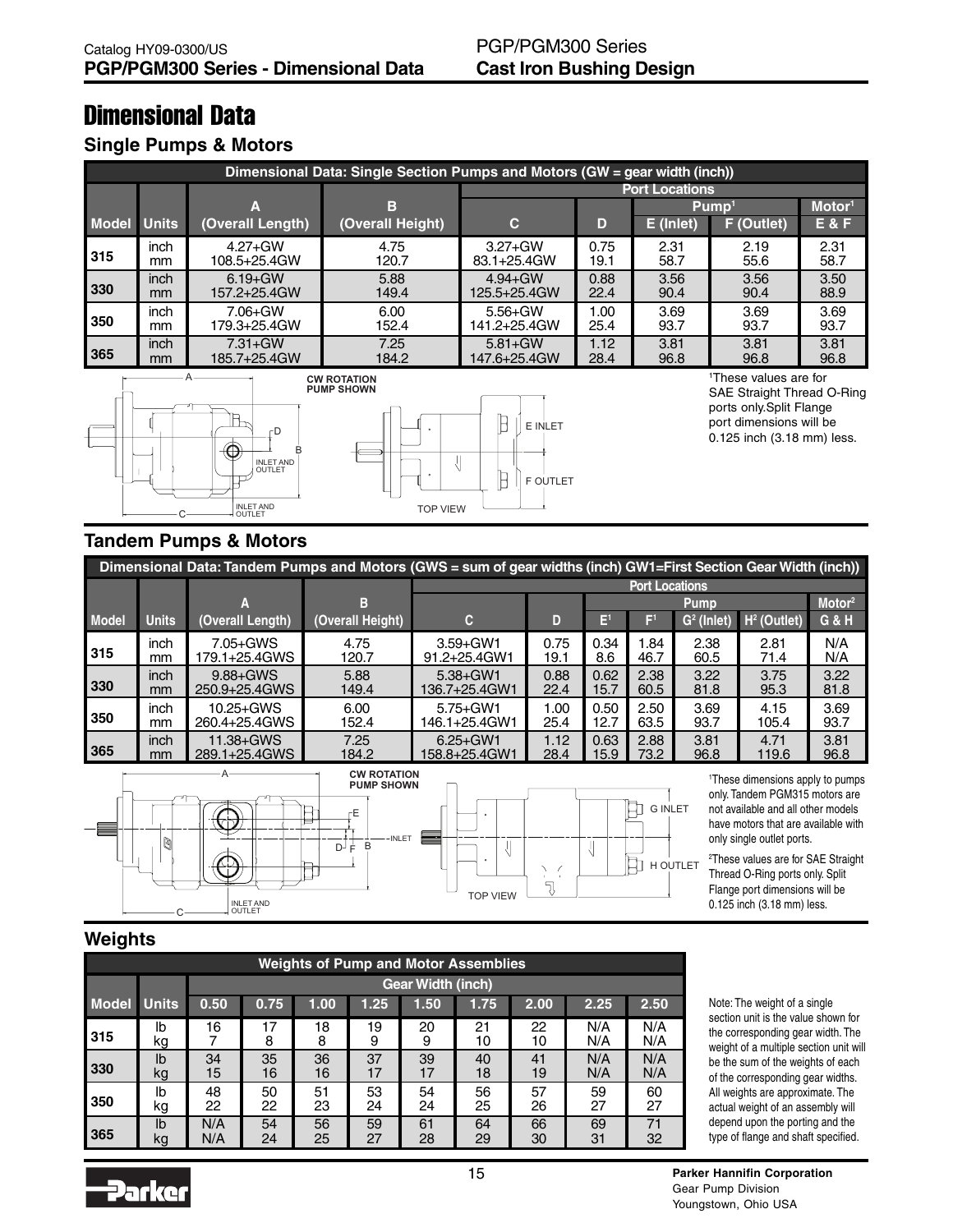# Dimensional Data

## Single Pumps & Motors

| Dimensional Data: Single Section Pumps and Motors (GW = gear width (inch)) | | | | | | | | |
|---|---|---|---|---|---|---|---|---|
| | | | | Port Locations | | | | |
| | | A | B | | | Pump[1] | | Motor[1] |
| Model | Units | (Overall Length) | (Overall Height) | C | D | E (Inlet) | F (Outlet) | E & F |
| 315 | inch<br>mm | 4.27+GW<br>108.5+25.4GW | 4.75<br>120.7 | 3.27+GW<br>83.1+25.4GW | 0.75<br>19.1 | 2.31<br>58.7 | 2.19<br>55.6 | 2.31<br>58.7 |
| 330 | inch<br>mm | 6.19+GW<br>157.2+25.4GW | 5.88<br>149.4 | 4.94+GW<br>125.5+25.4GW | 0.88<br>22.4 | 3.56<br>90.4 | 3.56<br>90.4 | 3.50<br>88.9 |
| 350 | inch<br>mm | 7.06+GW<br>179.3+25.4GW | 6.00<br>152.4 | 5.56+GW<br>141.2+25.4GW | 1.00<br>25.4 | 3.69<br>93.7 | 3.69<br>93.7 | 3.69<br>93.7 |
| 365 | inch<br>mm | 7.31+GW<br>185.7+25.4GW | 7.25<br>184.2 | 5.81+GW<br>147.6+25.4GW | 1.12<br>28.4 | 3.81<br>96.8 | 3.81<br>96.8 | 3.81<br>96.8 |

A B D C INLET AND OUTLET INLET AND OUTLET

CW ROTATION PUMP SHOWN

E INLET F OUTLET TOP VIEW

[1]These values are for SAE Straight Thread O-Ring ports only. Split Flange port dimensions will be 0.125 inch (3.18 mm) less.

## Tandem Pumps & Motors

| Dimensional Data: Tandem Pumps and Motors (GWS = sum of gear widths (inch) GW1=First Section Gear Width (inch)) | | | | | | | | | | | |
|---|---|---|---|---|---|---|---|---|---|---|
| | | | | Port Locations | | | | | | |
| | | A | B | | | Pump | | | | Motor[2] |
| Model | Units | (Overall Length) | (Overall Height) | C | D | E[1] | F[1] | G[2] (Inlet) | H[2] (Outlet) | G & H |
| 315 | inch<br>mm | 7.05+GWS<br>179.1+25.4GWS | 4.75<br>120.7 | 3.59+GW1<br>91.2+25.4GW1 | 0.75<br>19.1 | 0.34<br>8.6 | 1.84<br>46.7 | 2.38<br>60.5 | 2.81<br>71.4 | N/A<br>N/A |
| 330 | inch<br>mm | 9.88+GWS<br>250.9+25.4GWS | 5.88<br>149.4 | 5.38+GW1<br>136.7+25.4GW1 | 0.88<br>22.4 | 0.62<br>15.7 | 2.38<br>60.5 | 3.22<br>81.8 | 3.75<br>95.3 | 3.22<br>81.8 |
| 350 | inch<br>mm | 10.25+GWS<br>260.4+25.4GWS | 6.00<br>152.4 | 5.75+GW1<br>146.1+25.4GW1 | 1.00<br>25.4 | 0.50<br>12.7 | 2.50<br>63.5 | 3.69<br>93.7 | 4.15<br>105.4 | 3.69<br>93.7 |
| 365 | inch<br>mm | 11.38+GWS<br>289.1+25.4GWS | 7.25<br>184.2 | 6.25+GW1<br>158.8+25.4GW1 | 1.12<br>28.4 | 0.63<br>15.9 | 2.88<br>73.2 | 3.81<br>96.8 | 4.71<br>119.6 | 3.81<br>96.8 |

A C E D F B INLET INLET AND OUTLET

CW ROTATION PUMP SHOWN

G INLET H OUTLET TOP VIEW

[1]These dimensions apply to pumps only. Tandem PGM315 motors are not available and all other models have motors that are available with only single outlet ports.

[2]These values are for SAE Straight Thread O-Ring ports only. Split Flange port dimensions will be 0.125 inch (3.18 mm) less.

## Weights

| Weights of Pump and Motor Assemblies | | | | | | | | | | |
|---|---|---|---|---|---|---|---|---|---|---|
| | | Gear Width (inch) | | | | | | | | |
| Model | Units | 0.50 | 0.75 | 1.00 | 1.25 | 1.50 | 1.75 | 2.00 | 2.25 | 2.50 |
| 315 | lb<br>kg | 16<br>7 | 17<br>8 | 18<br>8 | 19<br>9 | 20<br>9 | 21<br>10 | 22<br>10 | N/A<br>N/A | N/A<br>N/A |
| 330 | lb<br>kg | 34<br>15 | 35<br>16 | 36<br>16 | 37<br>17 | 39<br>17 | 40<br>18 | 41<br>19 | N/A<br>N/A | N/A<br>N/A |
| 350 | lb<br>kg | 48<br>22 | 50<br>22 | 51<br>23 | 53<br>24 | 54<br>24 | 56<br>25 | 57<br>26 | 59<br>27 | 60<br>27 |
| 365 | lb<br>kg | N/A<br>N/A | 54<br>24 | 56<br>25 | 59<br>27 | 61<br>28 | 64<br>29 | 66<br>30 | 69<br>31 | 71<br>32 |

Note: The weight of a single section unit is the value shown for the corresponding gear width. The weight of a multiple section unit will be the sum of the weights of each of the corresponding gear widths. All weights are approximate. The actual weight of an assembly will depend upon the porting and the type of flange and shaft specified.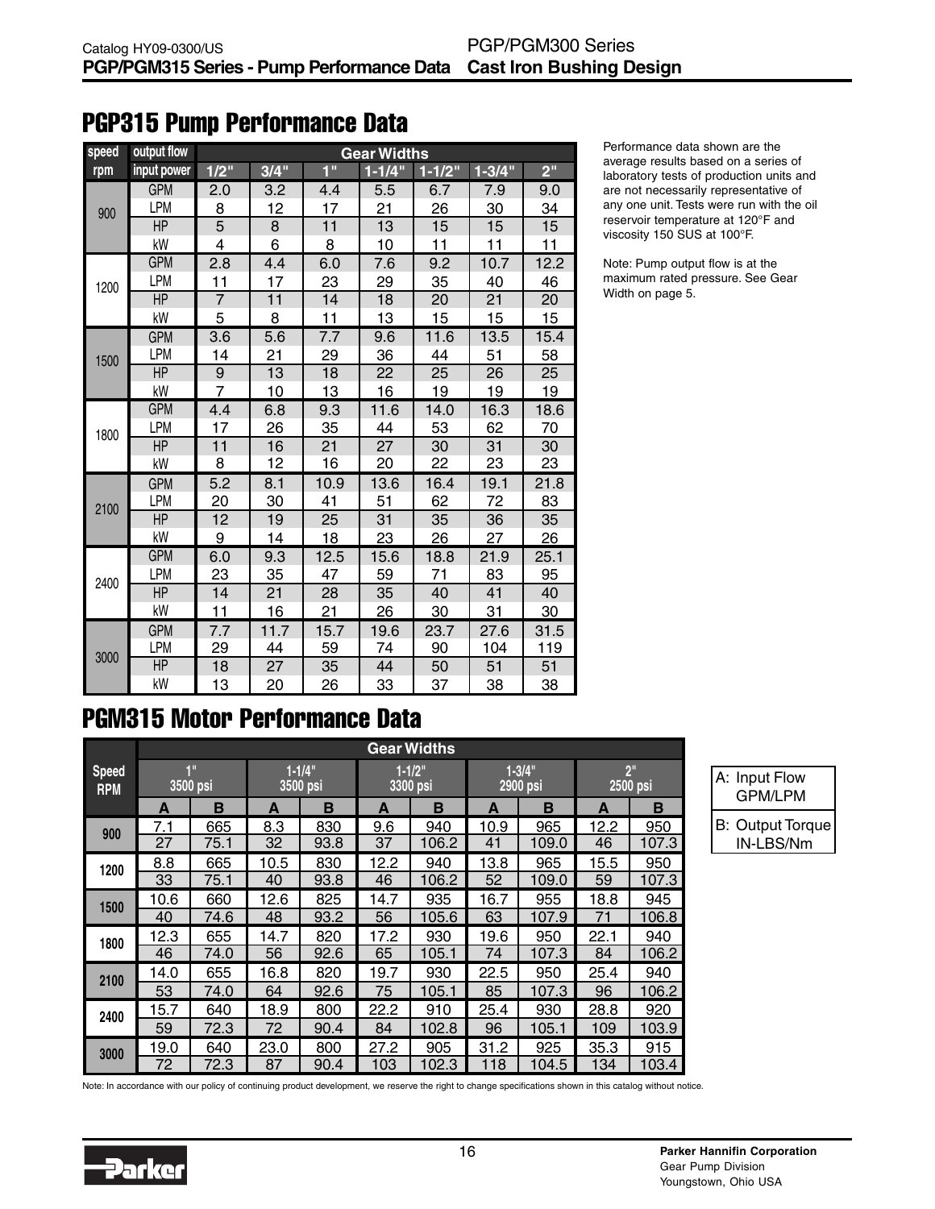Catalog HY09-0300/US
**PGP/PGM315 Series - Pump Performance Data**

PGP/PGM300 Series
**Cast Iron Bushing Design**

## PGP315 Pump Performance Data

| speed rpm | output flow / input power | 1/2" | 3/4" | 1" | 1-1/4" | 1-1/2" | 1-3/4" | 2" |
|---|---|---|---|---|---|---|---|---|
| 900 | GPM | 2.0 | 3.2 | 4.4 | 5.5 | 6.7 | 7.9 | 9.0 |
| | LPM | 8 | 12 | 17 | 21 | 26 | 30 | 34 |
| | HP | 5 | 8 | 11 | 13 | 15 | 15 | 15 |
| | kW | 4 | 6 | 8 | 10 | 11 | 11 | 11 |
| 1200 | GPM | 2.8 | 4.4 | 6.0 | 7.6 | 9.2 | 10.7 | 12.2 |
| | LPM | 11 | 17 | 23 | 29 | 35 | 40 | 46 |
| | HP | 7 | 11 | 14 | 18 | 20 | 21 | 20 |
| | kW | 5 | 8 | 11 | 13 | 15 | 15 | 15 |
| 1500 | GPM | 3.6 | 5.6 | 7.7 | 9.6 | 11.6 | 13.5 | 15.4 |
| | LPM | 14 | 21 | 29 | 36 | 44 | 51 | 58 |
| | HP | 9 | 13 | 18 | 22 | 25 | 26 | 25 |
| | kW | 7 | 10 | 13 | 16 | 19 | 19 | 19 |
| 1800 | GPM | 4.4 | 6.8 | 9.3 | 11.6 | 14.0 | 16.3 | 18.6 |
| | LPM | 17 | 26 | 35 | 44 | 53 | 62 | 70 |
| | HP | 11 | 16 | 21 | 27 | 30 | 31 | 30 |
| | kW | 8 | 12 | 16 | 20 | 22 | 23 | 23 |
| 2100 | GPM | 5.2 | 8.1 | 10.9 | 13.6 | 16.4 | 19.1 | 21.8 |
| | LPM | 20 | 30 | 41 | 51 | 62 | 72 | 83 |
| | HP | 12 | 19 | 25 | 31 | 35 | 36 | 35 |
| | kW | 9 | 14 | 18 | 23 | 26 | 27 | 26 |
| 2400 | GPM | 6.0 | 9.3 | 12.5 | 15.6 | 18.8 | 21.9 | 25.1 |
| | LPM | 23 | 35 | 47 | 59 | 71 | 83 | 95 |
| | HP | 14 | 21 | 28 | 35 | 40 | 41 | 40 |
| | kW | 11 | 16 | 21 | 26 | 30 | 31 | 30 |
| 3000 | GPM | 7.7 | 11.7 | 15.7 | 19.6 | 23.7 | 27.6 | 31.5 |
| | LPM | 29 | 44 | 59 | 74 | 90 | 104 | 119 |
| | HP | 18 | 27 | 35 | 44 | 50 | 51 | 51 |
| | kW | 13 | 20 | 26 | 33 | 37 | 38 | 38 |

Performance data shown are the average results based on a series of laboratory tests of production units and are not necessarily representative of any one unit. Tests were run with the oil reservoir temperature at 120°F and viscosity 150 SUS at 100°F.

Note: Pump output flow is at the maximum rated pressure. See Gear Width on page 5.

## PGM315 Motor Performance Data

| Speed RPM | 1" 3500 psi | | 1-1/4" 3500 psi | | 1-1/2" 3300 psi | | 1-3/4" 2900 psi | | 2" 2500 psi | |
|---|---|---|---|---|---|---|---|---|---|---|
| | A | B | A | B | A | B | A | B | A | B |
| 900 | 7.1 | 665 | 8.3 | 830 | 9.6 | 940 | 10.9 | 965 | 12.2 | 950 |
| | 27 | 75.1 | 32 | 93.8 | 37 | 106.2 | 41 | 109.0 | 46 | 107.3 |
| 1200 | 8.8 | 665 | 10.5 | 830 | 12.2 | 940 | 13.8 | 965 | 15.5 | 950 |
| | 33 | 75.1 | 40 | 93.8 | 46 | 106.2 | 52 | 109.0 | 59 | 107.3 |
| 1500 | 10.6 | 660 | 12.6 | 825 | 14.7 | 935 | 16.7 | 955 | 18.8 | 945 |
| | 40 | 74.6 | 48 | 93.2 | 56 | 105.6 | 63 | 107.9 | 71 | 106.8 |
| 1800 | 12.3 | 655 | 14.7 | 820 | 17.2 | 930 | 19.6 | 950 | 22.1 | 940 |
| | 46 | 74.0 | 56 | 92.6 | 65 | 105.1 | 74 | 107.3 | 84 | 106.2 |
| 2100 | 14.0 | 655 | 16.8 | 820 | 19.7 | 930 | 22.5 | 950 | 25.4 | 940 |
| | 53 | 74.0 | 64 | 92.6 | 75 | 105.1 | 85 | 107.3 | 96 | 106.2 |
| 2400 | 15.7 | 640 | 18.9 | 800 | 22.2 | 910 | 25.4 | 930 | 28.8 | 920 |
| | 59 | 72.3 | 72 | 90.4 | 84 | 102.8 | 96 | 105.1 | 109 | 103.9 |
| 3000 | 19.0 | 640 | 23.0 | 800 | 27.2 | 905 | 31.2 | 925 | 35.3 | 915 |
| | 72 | 72.3 | 87 | 90.4 | 103 | 102.3 | 118 | 104.5 | 134 | 103.4 |

A: Input Flow GPM/LPM
B: Output Torque IN-LBS/Nm

Note: In accordance with our policy of continuing product development, we reserve the right to change specifications shown in this catalog without notice.

**Parker Hannifin Corporation**
Gear Pump Division
Youngstown, Ohio USA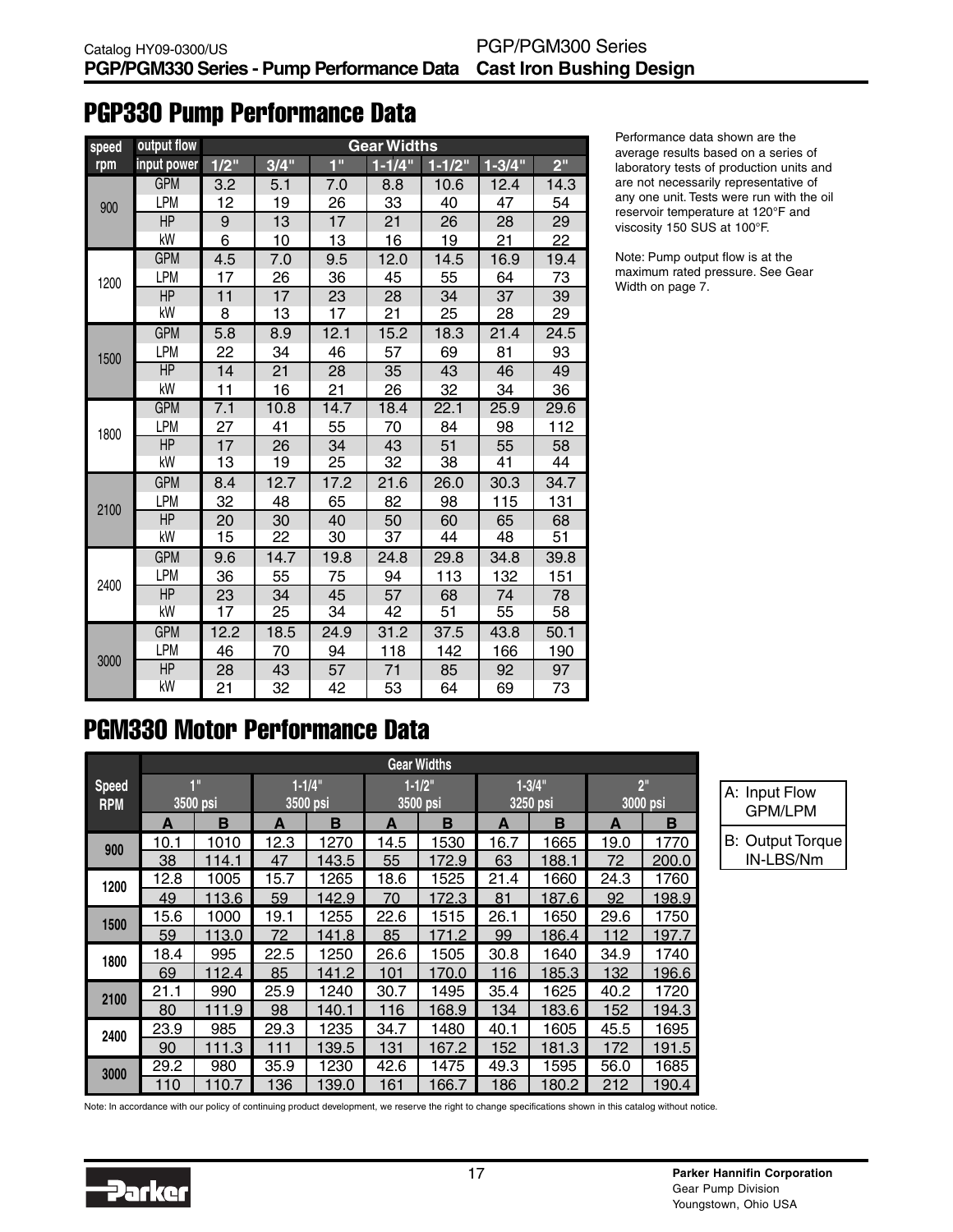## PGP330 Pump Performance Data

| speed rpm | output flow / input power | 1/2" | 3/4" | 1" | 1-1/4" | 1-1/2" | 1-3/4" | 2" |
|---|---|---|---|---|---|---|---|---|
| 900 | GPM | 3.2 | 5.1 | 7.0 | 8.8 | 10.6 | 12.4 | 14.3 |
| | LPM | 12 | 19 | 26 | 33 | 40 | 47 | 54 |
| | HP | 9 | 13 | 17 | 21 | 26 | 28 | 29 |
| | kW | 6 | 10 | 13 | 16 | 19 | 21 | 22 |
| 1200 | GPM | 4.5 | 7.0 | 9.5 | 12.0 | 14.5 | 16.9 | 19.4 |
| | LPM | 17 | 26 | 36 | 45 | 55 | 64 | 73 |
| | HP | 11 | 17 | 23 | 28 | 34 | 37 | 39 |
| | kW | 8 | 13 | 17 | 21 | 25 | 28 | 29 |
| 1500 | GPM | 5.8 | 8.9 | 12.1 | 15.2 | 18.3 | 21.4 | 24.5 |
| | LPM | 22 | 34 | 46 | 57 | 69 | 81 | 93 |
| | HP | 14 | 21 | 28 | 35 | 43 | 46 | 49 |
| | kW | 11 | 16 | 21 | 26 | 32 | 34 | 36 |
| 1800 | GPM | 7.1 | 10.8 | 14.7 | 18.4 | 22.1 | 25.9 | 29.6 |
| | LPM | 27 | 41 | 55 | 70 | 84 | 98 | 112 |
| | HP | 17 | 26 | 34 | 43 | 51 | 55 | 58 |
| | kW | 13 | 19 | 25 | 32 | 38 | 41 | 44 |
| 2100 | GPM | 8.4 | 12.7 | 17.2 | 21.6 | 26.0 | 30.3 | 34.7 |
| | LPM | 32 | 48 | 65 | 82 | 98 | 115 | 131 |
| | HP | 20 | 30 | 40 | 50 | 60 | 65 | 68 |
| | kW | 15 | 22 | 30 | 37 | 44 | 48 | 51 |
| 2400 | GPM | 9.6 | 14.7 | 19.8 | 24.8 | 29.8 | 34.8 | 39.8 |
| | LPM | 36 | 55 | 75 | 94 | 113 | 132 | 151 |
| | HP | 23 | 34 | 45 | 57 | 68 | 74 | 78 |
| | kW | 17 | 25 | 34 | 42 | 51 | 55 | 58 |
| 3000 | GPM | 12.2 | 18.5 | 24.9 | 31.2 | 37.5 | 43.8 | 50.1 |
| | LPM | 46 | 70 | 94 | 118 | 142 | 166 | 190 |
| | HP | 28 | 43 | 57 | 71 | 85 | 92 | 97 |
| | kW | 21 | 32 | 42 | 53 | 64 | 69 | 73 |

Performance data shown are the average results based on a series of laboratory tests of production units and are not necessarily representative of any one unit. Tests were run with the oil reservoir temperature at 120°F and viscosity 150 SUS at 100°F.

Note: Pump output flow is at the maximum rated pressure. See Gear Width on page 7.

## PGM330 Motor Performance Data

| Speed RPM | 1" 3500 psi | | 1-1/4" 3500 psi | | 1-1/2" 3500 psi | | 1-3/4" 3250 psi | | 2" 3000 psi | |
|---|---|---|---|---|---|---|---|---|---|---|
| | A | B | A | B | A | B | A | B | A | B |
| 900 | 10.1 | 1010 | 12.3 | 1270 | 14.5 | 1530 | 16.7 | 1665 | 19.0 | 1770 |
| | 38 | 114.1 | 47 | 143.5 | 55 | 172.9 | 63 | 188.1 | 72 | 200.0 |
| 1200 | 12.8 | 1005 | 15.7 | 1265 | 18.6 | 1525 | 21.4 | 1660 | 24.3 | 1760 |
| | 49 | 113.6 | 59 | 142.9 | 70 | 172.3 | 81 | 187.6 | 92 | 198.9 |
| 1500 | 15.6 | 1000 | 19.1 | 1255 | 22.6 | 1515 | 26.1 | 1650 | 29.6 | 1750 |
| | 59 | 113.0 | 72 | 141.8 | 85 | 171.2 | 99 | 186.4 | 112 | 197.7 |
| 1800 | 18.4 | 995 | 22.5 | 1250 | 26.6 | 1505 | 30.8 | 1640 | 34.9 | 1740 |
| | 69 | 112.4 | 85 | 141.2 | 101 | 170.0 | 116 | 185.3 | 132 | 196.6 |
| 2100 | 21.1 | 990 | 25.9 | 1240 | 30.7 | 1495 | 35.4 | 1625 | 40.2 | 1720 |
| | 80 | 111.9 | 98 | 140.1 | 116 | 168.9 | 134 | 183.6 | 152 | 194.3 |
| 2400 | 23.9 | 985 | 29.3 | 1235 | 34.7 | 1480 | 40.1 | 1605 | 45.5 | 1695 |
| | 90 | 111.3 | 111 | 139.5 | 131 | 167.2 | 152 | 181.3 | 172 | 191.5 |
| 3000 | 29.2 | 980 | 35.9 | 1230 | 42.6 | 1475 | 49.3 | 1595 | 56.0 | 1685 |
| | 110 | 110.7 | 136 | 139.0 | 161 | 166.7 | 186 | 180.2 | 212 | 190.4 |

A: Input Flow GPM/LPM

B: Output Torque IN-LBS/Nm

Note: In accordance with our policy of continuing product development, we reserve the right to change specifications shown in this catalog without notice.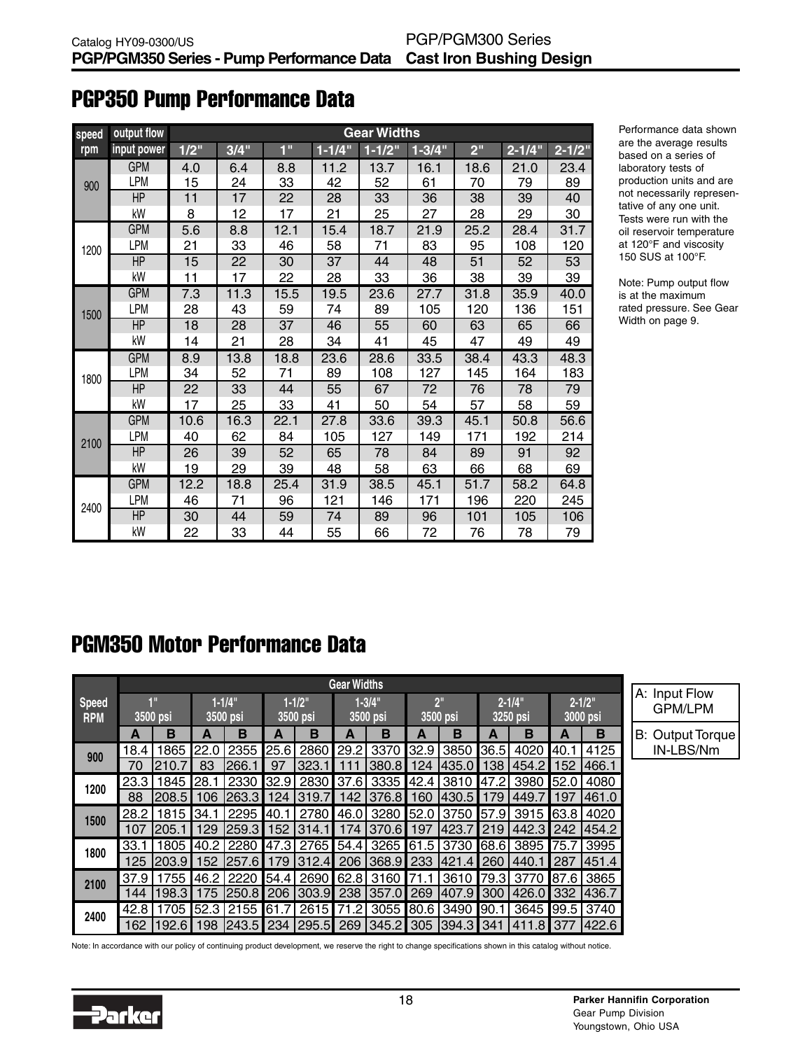# PGP350 Pump Performance Data

| speed rpm | output flow / input power | 1/2" | 3/4" | 1" | 1-1/4" | 1-1/2" | 1-3/4" | 2" | 2-1/4" | 2-1/2" |
|---|---|---|---|---|---|---|---|---|---|---|
| 900 | GPM | 4.0 | 6.4 | 8.8 | 11.2 | 13.7 | 16.1 | 18.6 | 21.0 | 23.4 |
| | LPM | 15 | 24 | 33 | 42 | 52 | 61 | 70 | 79 | 89 |
| | HP | 11 | 17 | 22 | 28 | 33 | 36 | 38 | 39 | 40 |
| | kW | 8 | 12 | 17 | 21 | 25 | 27 | 28 | 29 | 30 |
| 1200 | GPM | 5.6 | 8.8 | 12.1 | 15.4 | 18.7 | 21.9 | 25.2 | 28.4 | 31.7 |
| | LPM | 21 | 33 | 46 | 58 | 71 | 83 | 95 | 108 | 120 |
| | HP | 15 | 22 | 30 | 37 | 44 | 48 | 51 | 52 | 53 |
| | kW | 11 | 17 | 22 | 28 | 33 | 36 | 38 | 39 | 39 |
| 1500 | GPM | 7.3 | 11.3 | 15.5 | 19.5 | 23.6 | 27.7 | 31.8 | 35.9 | 40.0 |
| | LPM | 28 | 43 | 59 | 74 | 89 | 105 | 120 | 136 | 151 |
| | HP | 18 | 28 | 37 | 46 | 55 | 60 | 63 | 65 | 66 |
| | kW | 14 | 21 | 28 | 34 | 41 | 45 | 47 | 49 | 49 |
| 1800 | GPM | 8.9 | 13.8 | 18.8 | 23.6 | 28.6 | 33.5 | 38.4 | 43.3 | 48.3 |
| | LPM | 34 | 52 | 71 | 89 | 108 | 127 | 145 | 164 | 183 |
| | HP | 22 | 33 | 44 | 55 | 67 | 72 | 76 | 78 | 79 |
| | kW | 17 | 25 | 33 | 41 | 50 | 54 | 57 | 58 | 59 |
| 2100 | GPM | 10.6 | 16.3 | 22.1 | 27.8 | 33.6 | 39.3 | 45.1 | 50.8 | 56.6 |
| | LPM | 40 | 62 | 84 | 105 | 127 | 149 | 171 | 192 | 214 |
| | HP | 26 | 39 | 52 | 65 | 78 | 84 | 89 | 91 | 92 |
| | kW | 19 | 29 | 39 | 48 | 58 | 63 | 66 | 68 | 69 |
| 2400 | GPM | 12.2 | 18.8 | 25.4 | 31.9 | 38.5 | 45.1 | 51.7 | 58.2 | 64.8 |
| | LPM | 46 | 71 | 96 | 121 | 146 | 171 | 196 | 220 | 245 |
| | HP | 30 | 44 | 59 | 74 | 89 | 96 | 101 | 105 | 106 |
| | kW | 22 | 33 | 44 | 55 | 66 | 72 | 76 | 78 | 79 |

Performance data shown are the average results based on a series of laboratory tests of production units and are not necessarily representative of any one unit. Tests were run with the oil reservoir temperature at 120°F and viscosity 150 SUS at 100°F.

Note: Pump output flow is at the maximum rated pressure. See Gear Width on page 9.

# PGM350 Motor Performance Data

| Speed RPM | 1" 3500 psi | | 1-1/4" 3500 psi | | 1-1/2" 3500 psi | | 1-3/4" 3500 psi | | 2" 3500 psi | | 2-1/4" 3250 psi | | 2-1/2" 3000 psi | |
|---|---|---|---|---|---|---|---|---|---|---|---|---|---|---|
| | A | B | A | B | A | B | A | B | A | B | A | B | A | B |
| 900 | 18.4 | 1865 | 22.0 | 2355 | 25.6 | 2860 | 29.2 | 3370 | 32.9 | 3850 | 36.5 | 4020 | 40.1 | 4125 |
| | 70 | 210.7 | 83 | 266.1 | 97 | 323.1 | 111 | 380.8 | 124 | 435.0 | 138 | 454.2 | 152 | 466.1 |
| 1200 | 23.3 | 1845 | 28.1 | 2330 | 32.9 | 2830 | 37.6 | 3335 | 42.4 | 3810 | 47.2 | 3980 | 52.0 | 4080 |
| | 88 | 208.5 | 106 | 263.3 | 124 | 319.7 | 142 | 376.8 | 160 | 430.5 | 179 | 449.7 | 197 | 461.0 |
| 1500 | 28.2 | 1815 | 34.1 | 2295 | 40.1 | 2780 | 46.0 | 3280 | 52.0 | 3750 | 57.9 | 3915 | 63.8 | 4020 |
| | 107 | 205.1 | 129 | 259.3 | 152 | 314.1 | 174 | 370.6 | 197 | 423.7 | 219 | 442.3 | 242 | 454.2 |
| 1800 | 33.1 | 1805 | 40.2 | 2280 | 47.3 | 2765 | 54.4 | 3265 | 61.5 | 3730 | 68.6 | 3895 | 75.7 | 3995 |
| | 125 | 203.9 | 152 | 257.6 | 179 | 312.4 | 206 | 368.9 | 233 | 421.4 | 260 | 440.1 | 287 | 451.4 |
| 2100 | 37.9 | 1755 | 46.2 | 2220 | 54.4 | 2690 | 62.8 | 3160 | 71.1 | 3610 | 79.3 | 3770 | 87.6 | 3865 |
| | 144 | 198.3 | 175 | 250.8 | 206 | 303.9 | 238 | 357.0 | 269 | 407.9 | 300 | 426.0 | 332 | 436.7 |
| 2400 | 42.8 | 1705 | 52.3 | 2155 | 61.7 | 2615 | 71.2 | 3055 | 80.6 | 3490 | 90.1 | 3645 | 99.5 | 3740 |
| | 162 | 192.6 | 198 | 243.5 | 234 | 295.5 | 269 | 345.2 | 305 | 394.3 | 341 | 411.8 | 377 | 422.6 |

A: Input Flow GPM/LPM

B: Output Torque IN-LBS/Nm

Note: In accordance with our policy of continuing product development, we reserve the right to change specifications shown in this catalog without notice.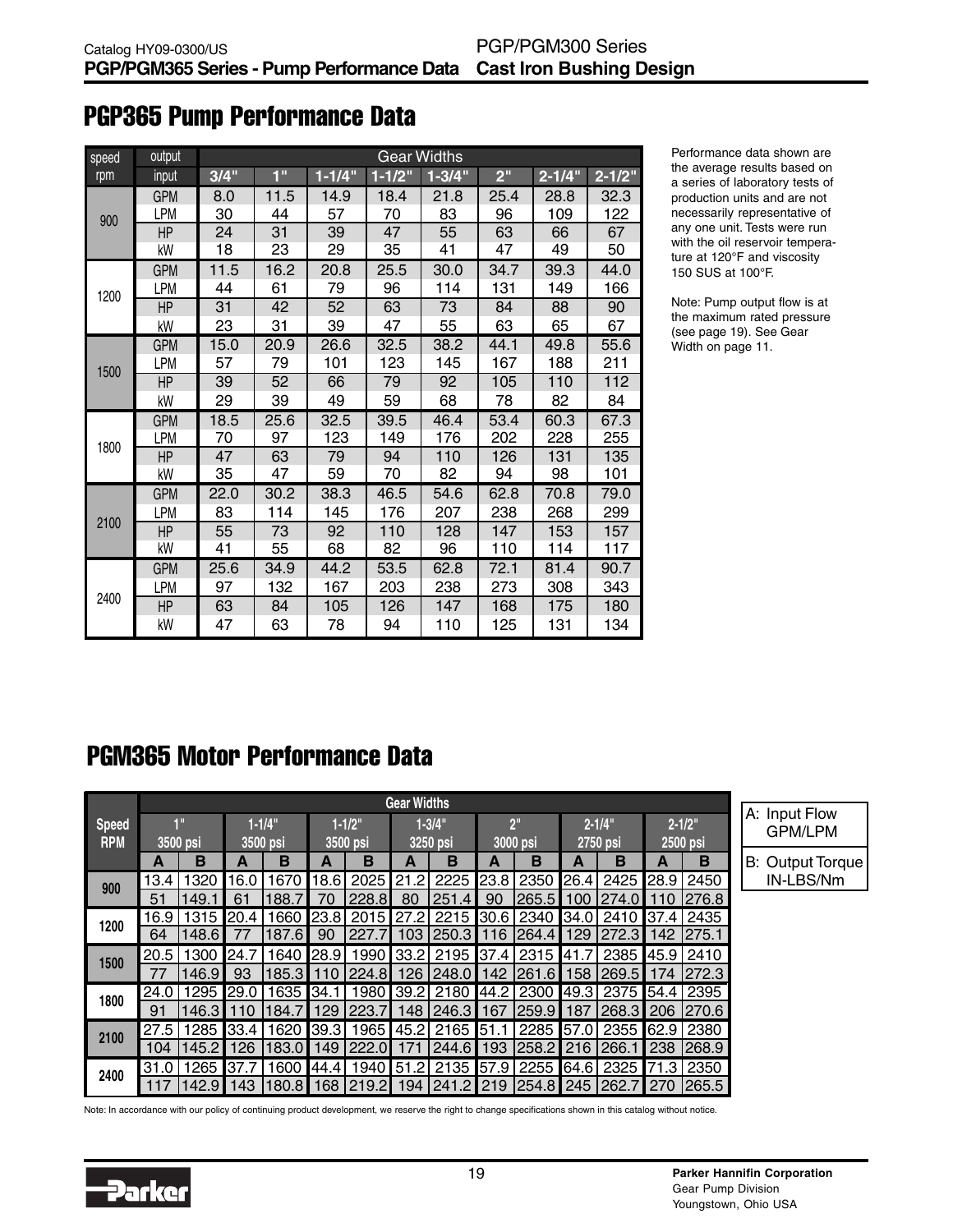# PGP365 Pump Performance Data

| speed rpm | output input | 3/4" | 1" | 1-1/4" | 1-1/2" | 1-3/4" | 2" | 2-1/4" | 2-1/2" |
|---|---|---|---|---|---|---|---|---|---|
| 900 | GPM | 8.0 | 11.5 | 14.9 | 18.4 | 21.8 | 25.4 | 28.8 | 32.3 |
| | LPM | 30 | 44 | 57 | 70 | 83 | 96 | 109 | 122 |
| | HP | 24 | 31 | 39 | 47 | 55 | 63 | 66 | 67 |
| | kW | 18 | 23 | 29 | 35 | 41 | 47 | 49 | 50 |
| 1200 | GPM | 11.5 | 16.2 | 20.8 | 25.5 | 30.0 | 34.7 | 39.3 | 44.0 |
| | LPM | 44 | 61 | 79 | 96 | 114 | 131 | 149 | 166 |
| | HP | 31 | 42 | 52 | 63 | 73 | 84 | 88 | 90 |
| | kW | 23 | 31 | 39 | 47 | 55 | 63 | 65 | 67 |
| 1500 | GPM | 15.0 | 20.9 | 26.6 | 32.5 | 38.2 | 44.1 | 49.8 | 55.6 |
| | LPM | 57 | 79 | 101 | 123 | 145 | 167 | 188 | 211 |
| | HP | 39 | 52 | 66 | 79 | 92 | 105 | 110 | 112 |
| | kW | 29 | 39 | 49 | 59 | 68 | 78 | 82 | 84 |
| 1800 | GPM | 18.5 | 25.6 | 32.5 | 39.5 | 46.4 | 53.4 | 60.3 | 67.3 |
| | LPM | 70 | 97 | 123 | 149 | 176 | 202 | 228 | 255 |
| | HP | 47 | 63 | 79 | 94 | 110 | 126 | 131 | 135 |
| | kW | 35 | 47 | 59 | 70 | 82 | 94 | 98 | 101 |
| 2100 | GPM | 22.0 | 30.2 | 38.3 | 46.5 | 54.6 | 62.8 | 70.8 | 79.0 |
| | LPM | 83 | 114 | 145 | 176 | 207 | 238 | 268 | 299 |
| | HP | 55 | 73 | 92 | 110 | 128 | 147 | 153 | 157 |
| | kW | 41 | 55 | 68 | 82 | 96 | 110 | 114 | 117 |
| 2400 | GPM | 25.6 | 34.9 | 44.2 | 53.5 | 62.8 | 72.1 | 81.4 | 90.7 |
| | LPM | 97 | 132 | 167 | 203 | 238 | 273 | 308 | 343 |
| | HP | 63 | 84 | 105 | 126 | 147 | 168 | 175 | 180 |
| | kW | 47 | 63 | 78 | 94 | 110 | 125 | 131 | 134 |

Performance data shown are the average results based on a series of laboratory tests of production units and are not necessarily representative of any one unit. Tests were run with the oil reservoir temperature at 120°F and viscosity 150 SUS at 100°F.

Note: Pump output flow is at the maximum rated pressure (see page 19). See Gear Width on page 11.

# PGM365 Motor Performance Data

| Speed RPM | 1" 3500 psi | | 1-1/4" 3500 psi | | 1-1/2" 3500 psi | | 1-3/4" 3250 psi | | 2" 3000 psi | | 2-1/4" 2750 psi | | 2-1/2" 2500 psi | |
|---|---|---|---|---|---|---|---|---|---|---|---|---|---|---|
| | A | B | A | B | A | B | A | B | A | B | A | B | A | B |
| 900 | 13.4 | 1320 | 16.0 | 1670 | 18.6 | 2025 | 21.2 | 2225 | 23.8 | 2350 | 26.4 | 2425 | 28.9 | 2450 |
| | 51 | 149.1 | 61 | 188.7 | 70 | 228.8 | 80 | 251.4 | 90 | 265.5 | 100 | 274.0 | 110 | 276.8 |
| 1200 | 16.9 | 1315 | 20.4 | 1660 | 23.8 | 2015 | 27.2 | 2215 | 30.6 | 2340 | 34.0 | 2410 | 37.4 | 2435 |
| | 64 | 148.6 | 77 | 187.6 | 90 | 227.7 | 103 | 250.3 | 116 | 264.4 | 129 | 272.3 | 142 | 275.1 |
| 1500 | 20.5 | 1300 | 24.7 | 1640 | 28.9 | 1990 | 33.2 | 2195 | 37.4 | 2315 | 41.7 | 2385 | 45.9 | 2410 |
| | 77 | 146.9 | 93 | 185.3 | 110 | 224.8 | 126 | 248.0 | 142 | 261.6 | 158 | 269.5 | 174 | 272.3 |
| 1800 | 24.0 | 1295 | 29.0 | 1635 | 34.1 | 1980 | 39.2 | 2180 | 44.2 | 2300 | 49.3 | 2375 | 54.4 | 2395 |
| | 91 | 146.3 | 110 | 184.7 | 129 | 223.7 | 148 | 246.3 | 167 | 259.9 | 187 | 268.3 | 206 | 270.6 |
| 2100 | 27.5 | 1285 | 33.4 | 1620 | 39.3 | 1965 | 45.2 | 2165 | 51.1 | 2285 | 57.0 | 2355 | 62.9 | 2380 |
| | 104 | 145.2 | 126 | 183.0 | 149 | 222.0 | 171 | 244.6 | 193 | 258.2 | 216 | 266.1 | 238 | 268.9 |
| 2400 | 31.0 | 1265 | 37.7 | 1600 | 44.4 | 1940 | 51.2 | 2135 | 57.9 | 2255 | 64.6 | 2325 | 71.3 | 2350 |
| | 117 | 142.9 | 143 | 180.8 | 168 | 219.2 | 194 | 241.2 | 219 | 254.8 | 245 | 262.7 | 270 | 265.5 |

A: Input Flow GPM/LPM

B: Output Torque IN-LBS/Nm

Note: In accordance with our policy of continuing product development, we reserve the right to change specifications shown in this catalog without notice.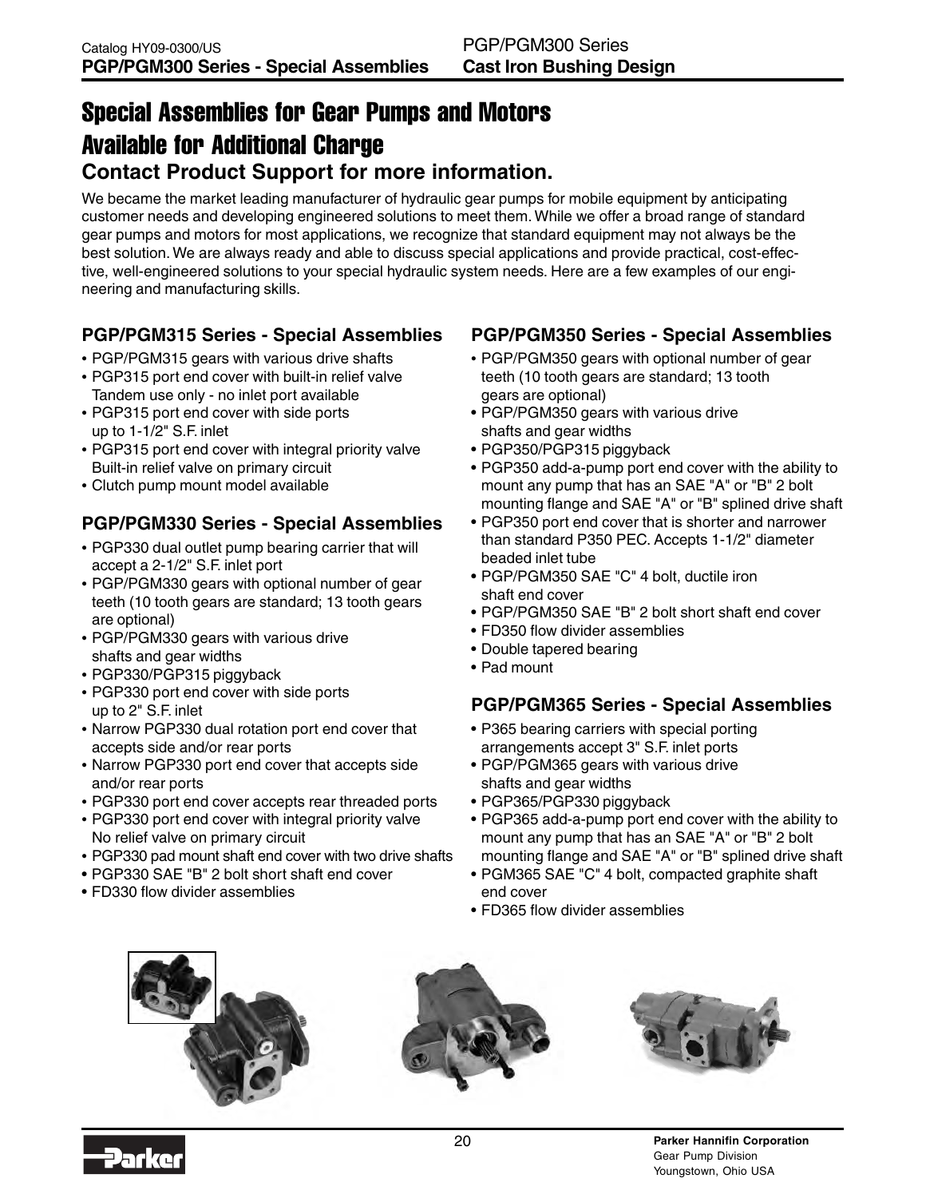# Special Assemblies for Gear Pumps and Motors Available for Additional Charge

## Contact Product Support for more information.

We became the market leading manufacturer of hydraulic gear pumps for mobile equipment by anticipating customer needs and developing engineered solutions to meet them. While we offer a broad range of standard gear pumps and motors for most applications, we recognize that standard equipment may not always be the best solution. We are always ready and able to discuss special applications and provide practical, cost-effective, well-engineered solutions to your special hydraulic system needs. Here are a few examples of our engineering and manufacturing skills.

### PGP/PGM315 Series - Special Assemblies

- PGP/PGM315 gears with various drive shafts
- PGP315 port end cover with built-in relief valve Tandem use only - no inlet port available
- PGP315 port end cover with side ports up to 1-1/2" S.F. inlet
- PGP315 port end cover with integral priority valve Built-in relief valve on primary circuit
- Clutch pump mount model available

### PGP/PGM330 Series - Special Assemblies

- PGP330 dual outlet pump bearing carrier that will accept a 2-1/2" S.F. inlet port
- PGP/PGM330 gears with optional number of gear teeth (10 tooth gears are standard; 13 tooth gears are optional)
- PGP/PGM330 gears with various drive shafts and gear widths
- PGP330/PGP315 piggyback
- PGP330 port end cover with side ports up to 2" S.F. inlet
- Narrow PGP330 dual rotation port end cover that accepts side and/or rear ports
- Narrow PGP330 port end cover that accepts side and/or rear ports
- PGP330 port end cover accepts rear threaded ports
- PGP330 port end cover with integral priority valve No relief valve on primary circuit
- PGP330 pad mount shaft end cover with two drive shafts
- PGP330 SAE "B" 2 bolt short shaft end cover
- FD330 flow divider assemblies

### PGP/PGM350 Series - Special Assemblies

- PGP/PGM350 gears with optional number of gear teeth (10 tooth gears are standard; 13 tooth gears are optional)
- PGP/PGM350 gears with various drive shafts and gear widths
- PGP350/PGP315 piggyback
- PGP350 add-a-pump port end cover with the ability to mount any pump that has an SAE "A" or "B" 2 bolt mounting flange and SAE "A" or "B" splined drive shaft
- PGP350 port end cover that is shorter and narrower than standard P350 PEC. Accepts 1-1/2" diameter beaded inlet tube
- PGP/PGM350 SAE "C" 4 bolt, ductile iron shaft end cover
- PGP/PGM350 SAE "B" 2 bolt short shaft end cover
- FD350 flow divider assemblies
- Double tapered bearing
- Pad mount

### PGP/PGM365 Series - Special Assemblies

- P365 bearing carriers with special porting arrangements accept 3" S.F. inlet ports
- PGP/PGM365 gears with various drive shafts and gear widths
- PGP365/PGP330 piggyback
- PGP365 add-a-pump port end cover with the ability to mount any pump that has an SAE "A" or "B" 2 bolt mounting flange and SAE "A" or "B" splined drive shaft
- PGM365 SAE "C" 4 bolt, compacted graphite shaft end cover
- FD365 flow divider assemblies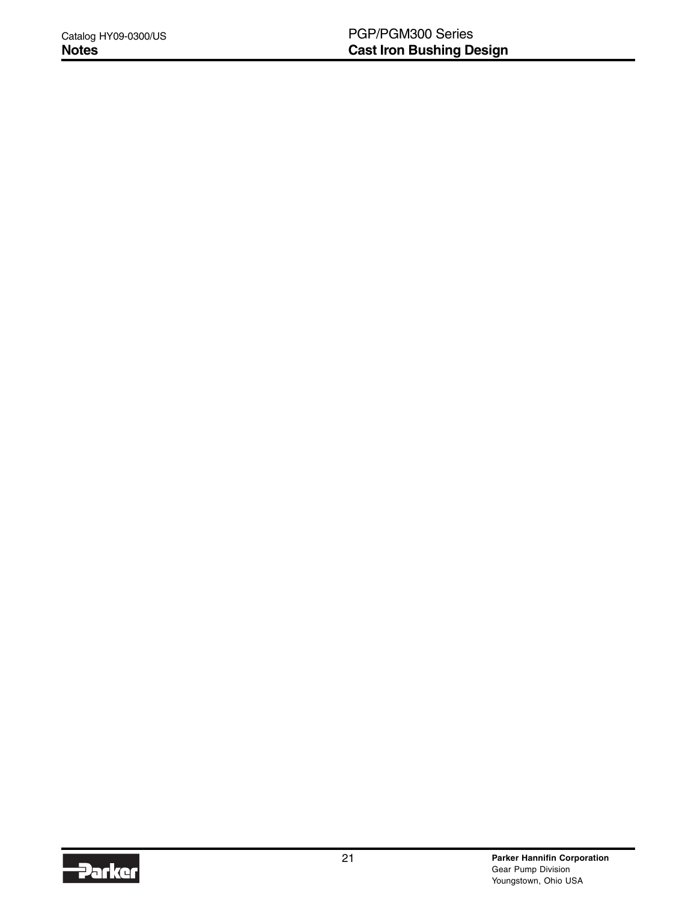# Notes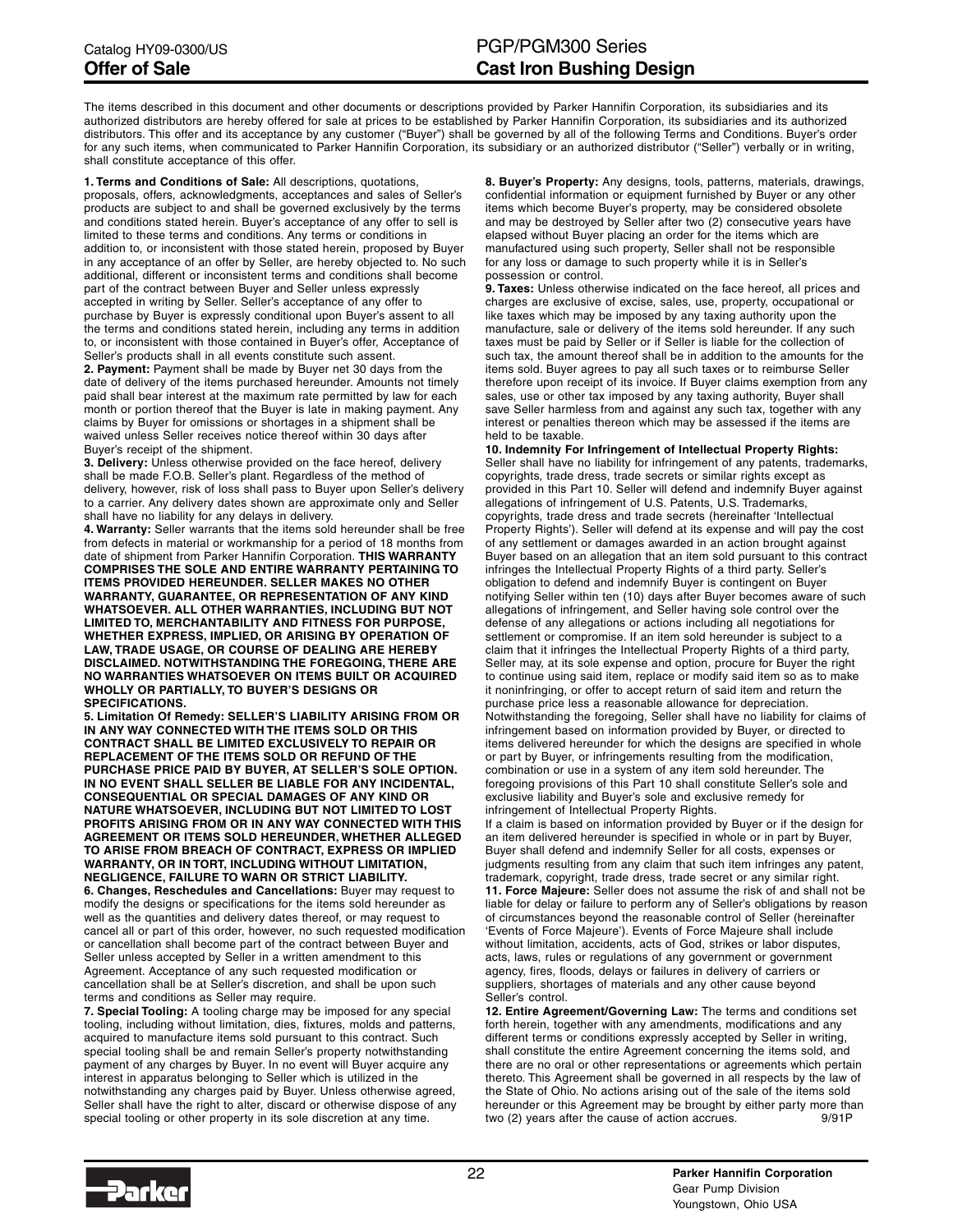# Offer of Sale

The items described in this document and other documents or descriptions provided by Parker Hannifin Corporation, its subsidiaries and its authorized distributors are hereby offered for sale at prices to be established by Parker Hannifin Corporation, its subsidiaries and its authorized distributors. This offer and its acceptance by any customer ("Buyer") shall be governed by all of the following Terms and Conditions. Buyer's order for any such items, when communicated to Parker Hannifin Corporation, its subsidiary or an authorized distributor ("Seller") verbally or in writing, shall constitute acceptance of this offer.

**1. Terms and Conditions of Sale:** All descriptions, quotations, proposals, offers, acknowledgments, acceptances and sales of Seller's products are subject to and shall be governed exclusively by the terms and conditions stated herein. Buyer's acceptance of any offer to sell is limited to these terms and conditions. Any terms or conditions in addition to, or inconsistent with those stated herein, proposed by Buyer in any acceptance of an offer by Seller, are hereby objected to. No such additional, different or inconsistent terms and conditions shall become part of the contract between Buyer and Seller unless expressly accepted in writing by Seller. Seller's acceptance of any offer to purchase by Buyer is expressly conditional upon Buyer's assent to all the terms and conditions stated herein, including any terms in addition to, or inconsistent with those contained in Buyer's offer, Acceptance of Seller's products shall in all events constitute such assent.

**2. Payment:** Payment shall be made by Buyer net 30 days from the date of delivery of the items purchased hereunder. Amounts not timely paid shall bear interest at the maximum rate permitted by law for each month or portion thereof that the Buyer is late in making payment. Any claims by Buyer for omissions or shortages in a shipment shall be waived unless Seller receives notice thereof within 30 days after Buyer's receipt of the shipment.

**3. Delivery:** Unless otherwise provided on the face hereof, delivery shall be made F.O.B. Seller's plant. Regardless of the method of delivery, however, risk of loss shall pass to Buyer upon Seller's delivery to a carrier. Any delivery dates shown are approximate only and Seller shall have no liability for any delays in delivery.

**4. Warranty:** Seller warrants that the items sold hereunder shall be free from defects in material or workmanship for a period of 18 months from date of shipment from Parker Hannifin Corporation. **THIS WARRANTY COMPRISES THE SOLE AND ENTIRE WARRANTY PERTAINING TO ITEMS PROVIDED HEREUNDER. SELLER MAKES NO OTHER WARRANTY, GUARANTEE, OR REPRESENTATION OF ANY KIND WHATSOEVER. ALL OTHER WARRANTIES, INCLUDING BUT NOT LIMITED TO, MERCHANTABILITY AND FITNESS FOR PURPOSE, WHETHER EXPRESS, IMPLIED, OR ARISING BY OPERATION OF LAW, TRADE USAGE, OR COURSE OF DEALING ARE HEREBY DISCLAIMED. NOTWITHSTANDING THE FOREGOING, THERE ARE NO WARRANTIES WHATSOEVER ON ITEMS BUILT OR ACQUIRED WHOLLY OR PARTIALLY, TO BUYER'S DESIGNS OR SPECIFICATIONS.**

**5. Limitation Of Remedy: SELLER'S LIABILITY ARISING FROM OR IN ANY WAY CONNECTED WITH THE ITEMS SOLD OR THIS CONTRACT SHALL BE LIMITED EXCLUSIVELY TO REPAIR OR REPLACEMENT OF THE ITEMS SOLD OR REFUND OF THE PURCHASE PRICE PAID BY BUYER, AT SELLER'S SOLE OPTION. IN NO EVENT SHALL SELLER BE LIABLE FOR ANY INCIDENTAL, CONSEQUENTIAL OR SPECIAL DAMAGES OF ANY KIND OR NATURE WHATSOEVER, INCLUDING BUT NOT LIMITED TO LOST PROFITS ARISING FROM OR IN ANY WAY CONNECTED WITH THIS AGREEMENT OR ITEMS SOLD HEREUNDER, WHETHER ALLEGED TO ARISE FROM BREACH OF CONTRACT, EXPRESS OR IMPLIED WARRANTY, OR IN TORT, INCLUDING WITHOUT LIMITATION, NEGLIGENCE, FAILURE TO WARN OR STRICT LIABILITY.**

**6. Changes, Reschedules and Cancellations:** Buyer may request to modify the designs or specifications for the items sold hereunder as well as the quantities and delivery dates thereof, or may request to cancel all or part of this order, however, no such requested modification or cancellation shall become part of the contract between Buyer and Seller unless accepted by Seller in a written amendment to this Agreement. Acceptance of any such requested modification or cancellation shall be at Seller's discretion, and shall be upon such terms and conditions as Seller may require.

**7. Special Tooling:** A tooling charge may be imposed for any special tooling, including without limitation, dies, fixtures, molds and patterns, acquired to manufacture items sold pursuant to this contract. Such special tooling shall be and remain Seller's property notwithstanding payment of any charges by Buyer. In no event will Buyer acquire any interest in apparatus belonging to Seller which is utilized in the notwithstanding any charges paid by Buyer. Unless otherwise agreed, Seller shall have the right to alter, discard or otherwise dispose of any special tooling or other property in its sole discretion at any time.

**8. Buyer's Property:** Any designs, tools, patterns, materials, drawings, confidential information or equipment furnished by Buyer or any other items which become Buyer's property, may be considered obsolete and may be destroyed by Seller after two (2) consecutive years have elapsed without Buyer placing an order for the items which are manufactured using such property, Seller shall not be responsible for any loss or damage to such property while it is in Seller's possession or control.

**9. Taxes:** Unless otherwise indicated on the face hereof, all prices and charges are exclusive of excise, sales, use, property, occupational or like taxes which may be imposed by any taxing authority upon the manufacture, sale or delivery of the items sold hereunder. If any such taxes must be paid by Seller or if Seller is liable for the collection of such tax, the amount thereof shall be in addition to the amounts for the items sold. Buyer agrees to pay all such taxes or to reimburse Seller therefore upon receipt of its invoice. If Buyer claims exemption from any sales, use or other tax imposed by any taxing authority, Buyer shall save Seller harmless from and against any such tax, together with any interest or penalties thereon which may be assessed if the items are held to be taxable.

**10. Indemnity For Infringement of Intellectual Property Rights:** Seller shall have no liability for infringement of any patents, trademarks, copyrights, trade dress, trade secrets or similar rights except as provided in this Part 10. Seller will defend and indemnify Buyer against allegations of infringement of U.S. Patents, U.S. Trademarks, copyrights, trade dress and trade secrets (hereinafter 'Intellectual Property Rights'). Seller will defend at its expense and will pay the cost of any settlement or damages awarded in an action brought against Buyer based on an allegation that an item sold pursuant to this contract infringes the Intellectual Property Rights of a third party. Seller's obligation to defend and indemnify Buyer is contingent on Buyer notifying Seller within ten (10) days after Buyer becomes aware of such allegations of infringement, and Seller having sole control over the defense of any allegations or actions including all negotiations for settlement or compromise. If an item sold hereunder is subject to a claim that it infringes the Intellectual Property Rights of a third party, Seller may, at its sole expense and option, procure for Buyer the right to continue using said item, replace or modify said item so as to make it noninfringing, or offer to accept return of said item and return the purchase price less a reasonable allowance for depreciation. Notwithstanding the foregoing, Seller shall have no liability for claims of infringement based on information provided by Buyer, or directed to items delivered hereunder for which the designs are specified in whole or part by Buyer, or infringements resulting from the modification, combination or use in a system of any item sold hereunder. The foregoing provisions of this Part 10 shall constitute Seller's sole and exclusive liability and Buyer's sole and exclusive remedy for infringement of Intellectual Property Rights.

If a claim is based on information provided by Buyer or if the design for an item delivered hereunder is specified in whole or in part by Buyer, Buyer shall defend and indemnify Seller for all costs, expenses or judgments resulting from any claim that such item infringes any patent, trademark, copyright, trade dress, trade secret or any similar right.

**11. Force Majeure:** Seller does not assume the risk of and shall not be liable for delay or failure to perform any of Seller's obligations by reason of circumstances beyond the reasonable control of Seller (hereinafter 'Events of Force Majeure'). Events of Force Majeure shall include without limitation, accidents, acts of God, strikes or labor disputes, acts, laws, rules or regulations of any government or government agency, fires, floods, delays or failures in delivery of carriers or suppliers, shortages of materials and any other cause beyond Seller's control.

**12. Entire Agreement/Governing Law:** The terms and conditions set forth herein, together with any amendments, modifications and any different terms or conditions expressly accepted by Seller in writing, shall constitute the entire Agreement concerning the items sold, and there are no oral or other representations or agreements which pertain thereto. This Agreement shall be governed in all respects by the law of the State of Ohio. No actions arising out of the sale of the items sold hereunder or this Agreement may be brought by either party more than two (2) years after the cause of action accrues. 9/91P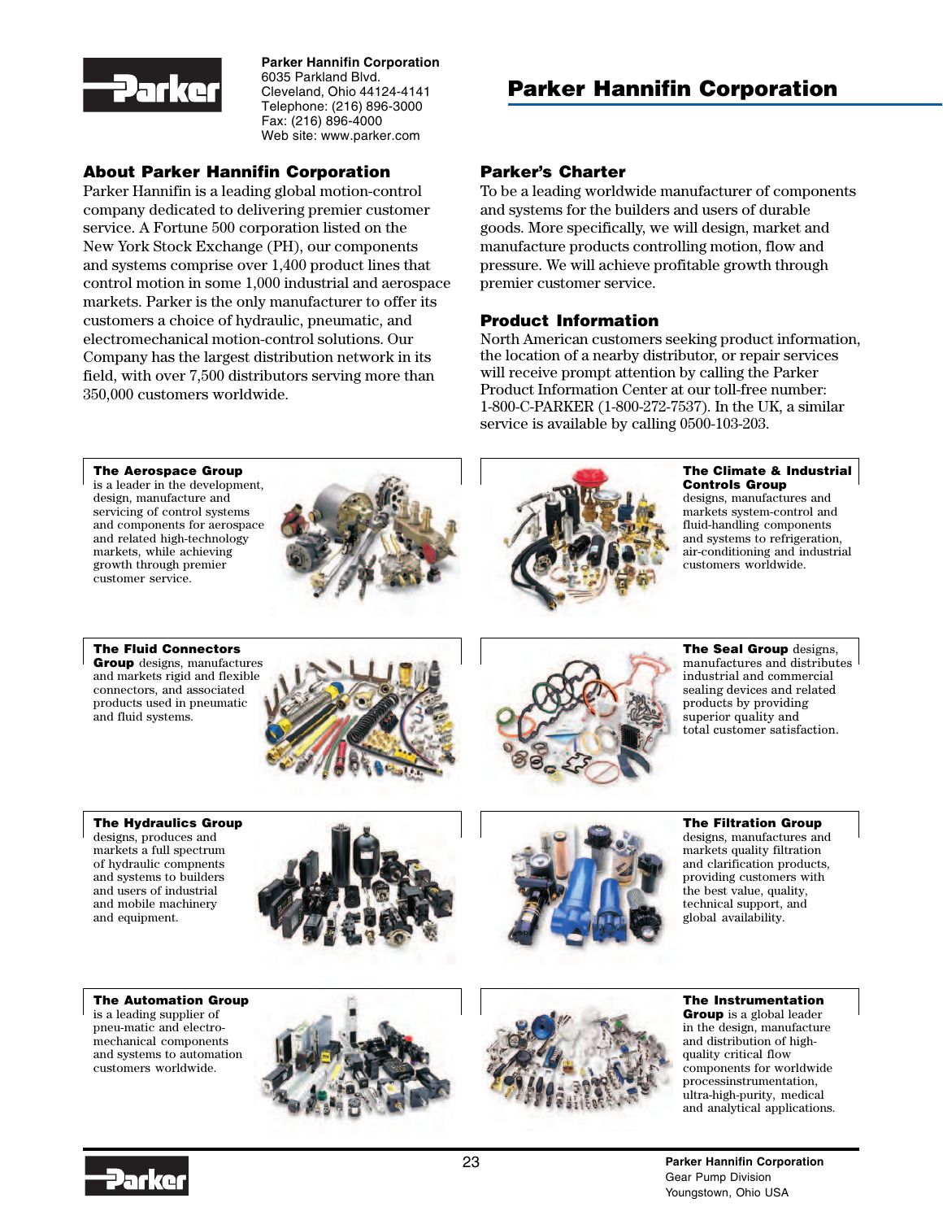**Parker Hannifin Corporation**
6035 Parkland Blvd.
Cleveland, Ohio 44124-4141
Telephone: (216) 896-3000
Fax: (216) 896-4000
Web site: www.parker.com

# Parker Hannifin Corporation

## About Parker Hannifin Corporation

Parker Hannifin is a leading global motion-control company dedicated to delivering premier customer service. A Fortune 500 corporation listed on the New York Stock Exchange (PH), our components and systems comprise over 1,400 product lines that control motion in some 1,000 industrial and aerospace markets. Parker is the only manufacturer to offer its customers a choice of hydraulic, pneumatic, and electromechanical motion-control solutions. Our Company has the largest distribution network in its field, with over 7,500 distributors serving more than 350,000 customers worldwide.

## Parker's Charter

To be a leading worldwide manufacturer of components and systems for the builders and users of durable goods. More specifically, we will design, market and manufacture products controlling motion, flow and pressure. We will achieve profitable growth through premier customer service.

## Product Information

North American customers seeking product information, the location of a nearby distributor, or repair services will receive prompt attention by calling the Parker Product Information Center at our toll-free number: 1-800-C-PARKER (1-800-272-7537). In the UK, a similar service is available by calling 0500-103-203.

**The Aerospace Group** is a leader in the development, design, manufacture and servicing of control systems and components for aerospace and related high-technology markets, while achieving growth through premier customer service.

**The Climate & Industrial Controls Group** designs, manufactures and markets system-control and fluid-handling components and systems to refrigeration, air-conditioning and industrial customers worldwide.

**The Fluid Connectors Group** designs, manufactures and markets rigid and flexible connectors, and associated products used in pneumatic and fluid systems.

**The Seal Group** designs, manufactures and distributes industrial and commercial sealing devices and related products by providing superior quality and total customer satisfaction.

**The Hydraulics Group** designs, produces and markets a full spectrum of hydraulic compnents and systems to builders and users of industrial and mobile machinery and equipment.

**The Filtration Group** designs, manufactures and markets quality filtration and clarification products, providing customers with the best value, quality, technical support, and global availability.

**The Automation Group** is a leading supplier of pneu-matic and electro-mechanical components and systems to automation customers worldwide.

**The Instrumentation Group** is a global leader in the design, manufacture and distribution of high-quality critical flow components for worldwide processinstrumentation, ultra-high-purity, medical and analytical applications.

**Parker Hannifin Corporation**
Gear Pump Division
Youngstown, Ohio USA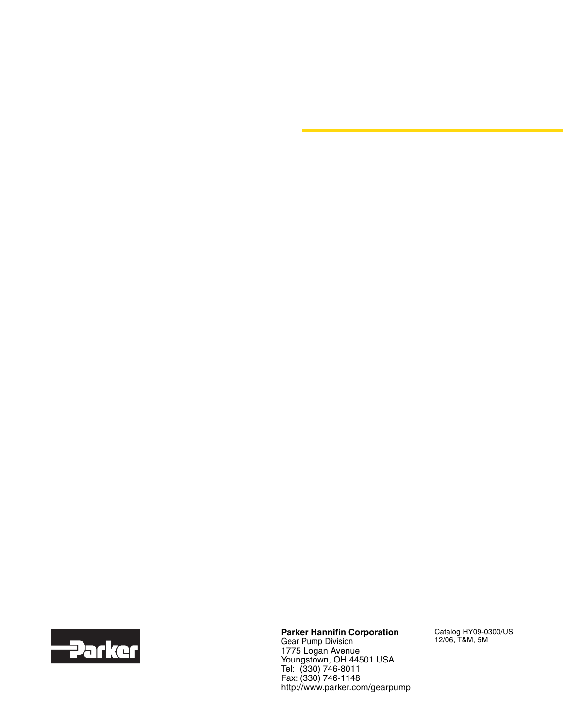Parker

**Parker Hannifin Corporation**
Gear Pump Division
1775 Logan Avenue
Youngstown, OH 44501 USA
Tel: (330) 746-8011
Fax: (330) 746-1148
http://www.parker.com/gearpump

Catalog HY09-0300/US
12/06, T&M, 5M